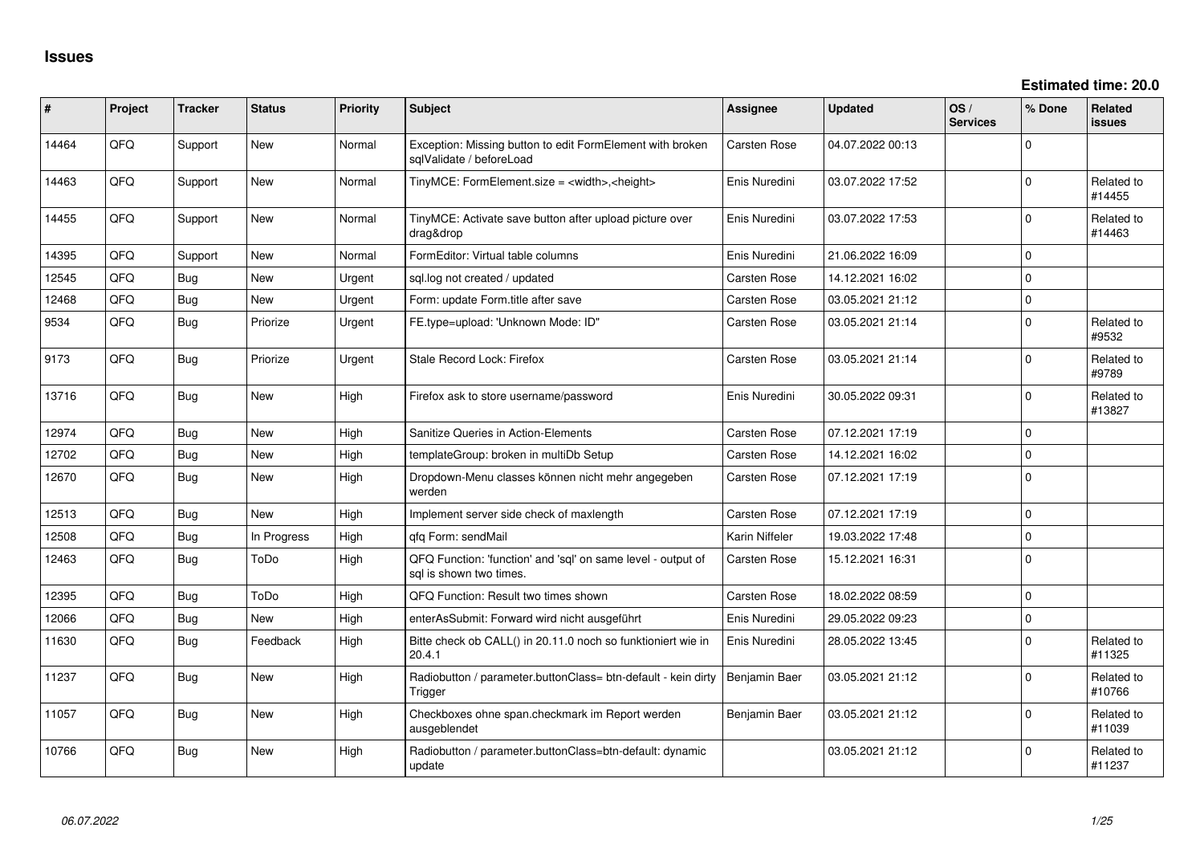# Issues

**Estimated time: 20.0**

| # | Project | Tracker | Status | Priority | Subject | Assignee | Updated | OS / Services | % Done | Related issues |
|---|---|---|---|---|---|---|---|---|---|---|
| 14464 | QFQ | Support | New | Normal | Exception: Missing button to edit FormElement with broken sqlValidate / beforeLoad | Carsten Rose | 04.07.2022 00:13 | | 0 | |
| 14463 | QFQ | Support | New | Normal | TinyMCE: FormElement.size = <width>,<height> | Enis Nuredini | 03.07.2022 17:52 | | 0 | Related to #14455 |
| 14455 | QFQ | Support | New | Normal | TinyMCE: Activate save button after upload picture over drag&drop | Enis Nuredini | 03.07.2022 17:53 | | 0 | Related to #14463 |
| 14395 | QFQ | Support | New | Normal | FormEditor: Virtual table columns | Enis Nuredini | 21.06.2022 16:09 | | 0 | |
| 12545 | QFQ | Bug | New | Urgent | sql.log not created / updated | Carsten Rose | 14.12.2021 16:02 | | 0 | |
| 12468 | QFQ | Bug | New | Urgent | Form: update Form.title after save | Carsten Rose | 03.05.2021 21:12 | | 0 | |
| 9534 | QFQ | Bug | Priorize | Urgent | FE.type=upload: 'Unknown Mode: ID" | Carsten Rose | 03.05.2021 21:14 | | 0 | Related to #9532 |
| 9173 | QFQ | Bug | Priorize | Urgent | Stale Record Lock: Firefox | Carsten Rose | 03.05.2021 21:14 | | 0 | Related to #9789 |
| 13716 | QFQ | Bug | New | High | Firefox ask to store username/password | Enis Nuredini | 30.05.2022 09:31 | | 0 | Related to #13827 |
| 12974 | QFQ | Bug | New | High | Sanitize Queries in Action-Elements | Carsten Rose | 07.12.2021 17:19 | | 0 | |
| 12702 | QFQ | Bug | New | High | templateGroup: broken in multiDb Setup | Carsten Rose | 14.12.2021 16:02 | | 0 | |
| 12670 | QFQ | Bug | New | High | Dropdown-Menu classes können nicht mehr angegeben werden | Carsten Rose | 07.12.2021 17:19 | | 0 | |
| 12513 | QFQ | Bug | New | High | Implement server side check of maxlength | Carsten Rose | 07.12.2021 17:19 | | 0 | |
| 12508 | QFQ | Bug | In Progress | High | qfq Form: sendMail | Karin Niffeler | 19.03.2022 17:48 | | 0 | |
| 12463 | QFQ | Bug | ToDo | High | QFQ Function: 'function' and 'sql' on same level - output of sql is shown two times. | Carsten Rose | 15.12.2021 16:31 | | 0 | |
| 12395 | QFQ | Bug | ToDo | High | QFQ Function: Result two times shown | Carsten Rose | 18.02.2022 08:59 | | 0 | |
| 12066 | QFQ | Bug | New | High | enterAsSubmit: Forward wird nicht ausgeführt | Enis Nuredini | 29.05.2022 09:23 | | 0 | |
| 11630 | QFQ | Bug | Feedback | High | Bitte check ob CALL() in 20.11.0 noch so funktioniert wie in 20.4.1 | Enis Nuredini | 28.05.2022 13:45 | | 0 | Related to #11325 |
| 11237 | QFQ | Bug | New | High | Radiobutton / parameter.buttonClass= btn-default - kein dirty Trigger | Benjamin Baer | 03.05.2021 21:12 | | 0 | Related to #10766 |
| 11057 | QFQ | Bug | New | High | Checkboxes ohne span.checkmark im Report werden ausgeblendet | Benjamin Baer | 03.05.2021 21:12 | | 0 | Related to #11039 |
| 10766 | QFQ | Bug | New | High | Radiobutton / parameter.buttonClass=btn-default: dynamic update | | 03.05.2021 21:12 | | 0 | Related to #11237 |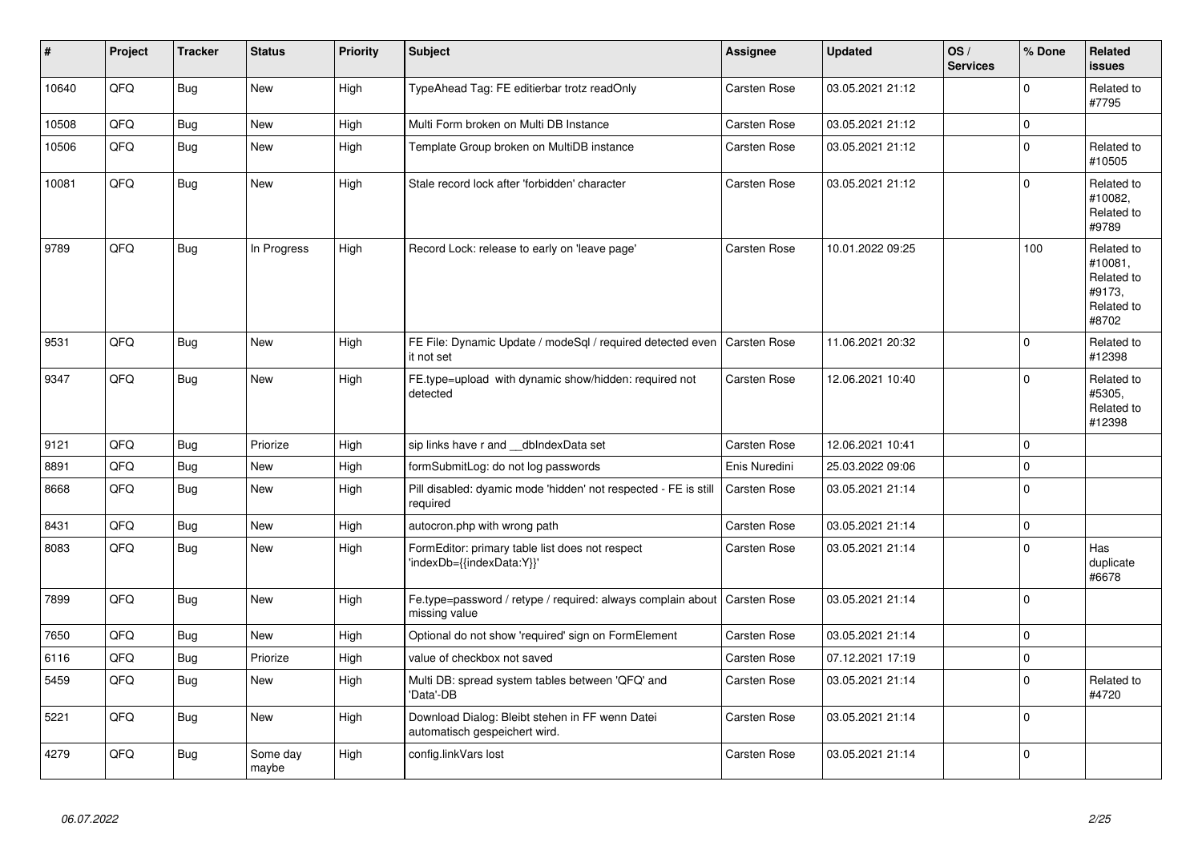| # | Project | Tracker | Status | Priority | Subject | Assignee | Updated | OS / Services | % Done | Related issues |
|---|---|---|---|---|---|---|---|---|---|---|
| 10640 | QFQ | Bug | New | High | TypeAhead Tag: FE editierbar trotz readOnly | Carsten Rose | 03.05.2021 21:12 | | 0 | Related to #7795 |
| 10508 | QFQ | Bug | New | High | Multi Form broken on Multi DB Instance | Carsten Rose | 03.05.2021 21:12 | | 0 | |
| 10506 | QFQ | Bug | New | High | Template Group broken on MultiDB instance | Carsten Rose | 03.05.2021 21:12 | | 0 | Related to #10505 |
| 10081 | QFQ | Bug | New | High | Stale record lock after 'forbidden' character | Carsten Rose | 03.05.2021 21:12 | | 0 | Related to #10082, Related to #9789 |
| 9789 | QFQ | Bug | In Progress | High | Record Lock: release to early on 'leave page' | Carsten Rose | 10.01.2022 09:25 | | 100 | Related to #10081, Related to #9173, Related to #8702 |
| 9531 | QFQ | Bug | New | High | FE File: Dynamic Update / modeSql / required detected even it not set | Carsten Rose | 11.06.2021 20:32 | | 0 | Related to #12398 |
| 9347 | QFQ | Bug | New | High | FE.type=upload with dynamic show/hidden: required not detected | Carsten Rose | 12.06.2021 10:40 | | 0 | Related to #5305, Related to #12398 |
| 9121 | QFQ | Bug | Priorize | High | sip links have r and __dbIndexData set | Carsten Rose | 12.06.2021 10:41 | | 0 | |
| 8891 | QFQ | Bug | New | High | formSubmitLog: do not log passwords | Enis Nuredini | 25.03.2022 09:06 | | 0 | |
| 8668 | QFQ | Bug | New | High | Pill disabled: dyamic mode 'hidden' not respected - FE is still required | Carsten Rose | 03.05.2021 21:14 | | 0 | |
| 8431 | QFQ | Bug | New | High | autocron.php with wrong path | Carsten Rose | 03.05.2021 21:14 | | 0 | |
| 8083 | QFQ | Bug | New | High | FormEditor: primary table list does not respect 'indexDb={{indexData:Y}}' | Carsten Rose | 03.05.2021 21:14 | | 0 | Has duplicate #6678 |
| 7899 | QFQ | Bug | New | High | Fe.type=password / retype / required: always complain about missing value | Carsten Rose | 03.05.2021 21:14 | | 0 | |
| 7650 | QFQ | Bug | New | High | Optional do not show 'required' sign on FormElement | Carsten Rose | 03.05.2021 21:14 | | 0 | |
| 6116 | QFQ | Bug | Priorize | High | value of checkbox not saved | Carsten Rose | 07.12.2021 17:19 | | 0 | |
| 5459 | QFQ | Bug | New | High | Multi DB: spread system tables between 'QFQ' and 'Data'-DB | Carsten Rose | 03.05.2021 21:14 | | 0 | Related to #4720 |
| 5221 | QFQ | Bug | New | High | Download Dialog: Bleibt stehen in FF wenn Datei automatisch gespeichert wird. | Carsten Rose | 03.05.2021 21:14 | | 0 | |
| 4279 | QFQ | Bug | Some day maybe | High | config.linkVars lost | Carsten Rose | 03.05.2021 21:14 | | 0 | |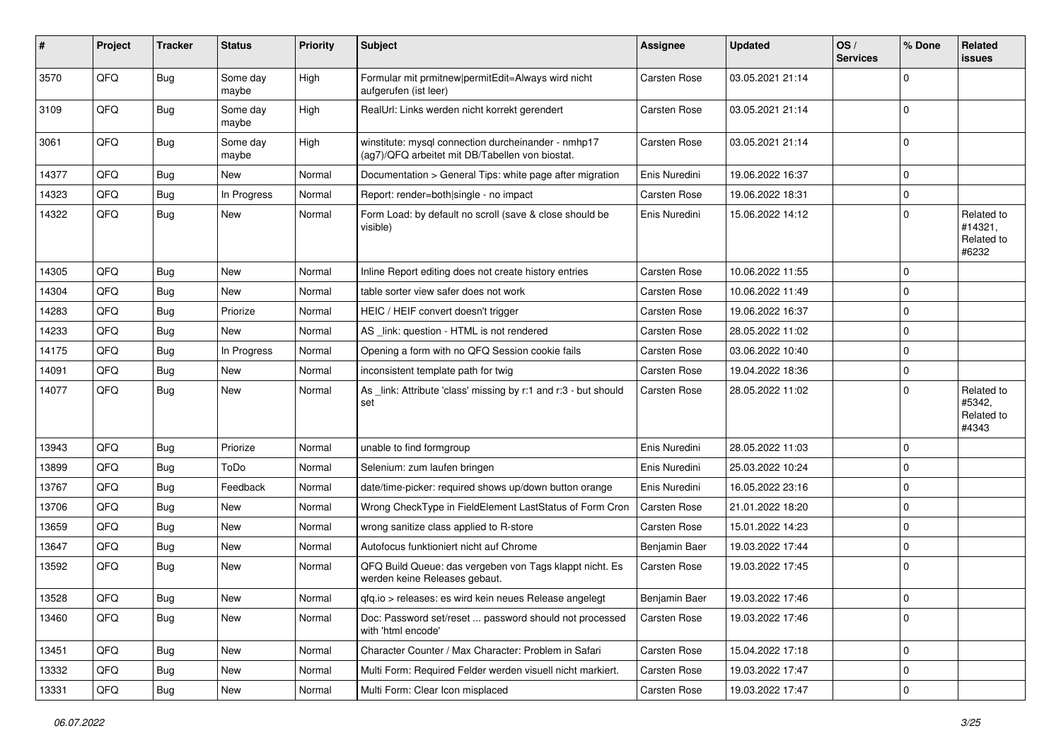| # | Project | Tracker | Status | Priority | Subject | Assignee | Updated | OS / Services | % Done | Related issues |
|---|---|---|---|---|---|---|---|---|---|---|
| 3570 | QFQ | Bug | Some day maybe | High | Formular mit prmitnew\|permitEdit=Always wird nicht aufgerufen (ist leer) | Carsten Rose | 03.05.2021 21:14 | | 0 | |
| 3109 | QFQ | Bug | Some day maybe | High | RealUrl: Links werden nicht korrekt gerendert | Carsten Rose | 03.05.2021 21:14 | | 0 | |
| 3061 | QFQ | Bug | Some day maybe | High | winstitute: mysql connection durcheinander - nmhp17 (ag7)/QFQ arbeitet mit DB/Tabellen von biostat. | Carsten Rose | 03.05.2021 21:14 | | 0 | |
| 14377 | QFQ | Bug | New | Normal | Documentation > General Tips: white page after migration | Enis Nuredini | 19.06.2022 16:37 | | 0 | |
| 14323 | QFQ | Bug | In Progress | Normal | Report: render=both\|single - no impact | Carsten Rose | 19.06.2022 18:31 | | 0 | |
| 14322 | QFQ | Bug | New | Normal | Form Load: by default no scroll (save & close should be visible) | Enis Nuredini | 15.06.2022 14:12 | | 0 | Related to #14321, Related to #6232 |
| 14305 | QFQ | Bug | New | Normal | Inline Report editing does not create history entries | Carsten Rose | 10.06.2022 11:55 | | 0 | |
| 14304 | QFQ | Bug | New | Normal | table sorter view safer does not work | Carsten Rose | 10.06.2022 11:49 | | 0 | |
| 14283 | QFQ | Bug | Priorize | Normal | HEIC / HEIF convert doesn't trigger | Carsten Rose | 19.06.2022 16:37 | | 0 | |
| 14233 | QFQ | Bug | New | Normal | AS _link: question - HTML is not rendered | Carsten Rose | 28.05.2022 11:02 | | 0 | |
| 14175 | QFQ | Bug | In Progress | Normal | Opening a form with no QFQ Session cookie fails | Carsten Rose | 03.06.2022 10:40 | | 0 | |
| 14091 | QFQ | Bug | New | Normal | inconsistent template path for twig | Carsten Rose | 19.04.2022 18:36 | | 0 | |
| 14077 | QFQ | Bug | New | Normal | As _link: Attribute 'class' missing by r:1 and r:3 - but should set | Carsten Rose | 28.05.2022 11:02 | | 0 | Related to #5342, Related to #4343 |
| 13943 | QFQ | Bug | Priorize | Normal | unable to find formgroup | Enis Nuredini | 28.05.2022 11:03 | | 0 | |
| 13899 | QFQ | Bug | ToDo | Normal | Selenium: zum laufen bringen | Enis Nuredini | 25.03.2022 10:24 | | 0 | |
| 13767 | QFQ | Bug | Feedback | Normal | date/time-picker: required shows up/down button orange | Enis Nuredini | 16.05.2022 23:16 | | 0 | |
| 13706 | QFQ | Bug | New | Normal | Wrong CheckType in FieldElement LastStatus of Form Cron | Carsten Rose | 21.01.2022 18:20 | | 0 | |
| 13659 | QFQ | Bug | New | Normal | wrong sanitize class applied to R-store | Carsten Rose | 15.01.2022 14:23 | | 0 | |
| 13647 | QFQ | Bug | New | Normal | Autofocus funktioniert nicht auf Chrome | Benjamin Baer | 19.03.2022 17:44 | | 0 | |
| 13592 | QFQ | Bug | New | Normal | QFQ Build Queue: das vergeben von Tags klappt nicht. Es werden keine Releases gebaut. | Carsten Rose | 19.03.2022 17:45 | | 0 | |
| 13528 | QFQ | Bug | New | Normal | qfq.io > releases: es wird kein neues Release angelegt | Benjamin Baer | 19.03.2022 17:46 | | 0 | |
| 13460 | QFQ | Bug | New | Normal | Doc: Password set/reset ... password should not processed with 'html encode' | Carsten Rose | 19.03.2022 17:46 | | 0 | |
| 13451 | QFQ | Bug | New | Normal | Character Counter / Max Character: Problem in Safari | Carsten Rose | 15.04.2022 17:18 | | 0 | |
| 13332 | QFQ | Bug | New | Normal | Multi Form: Required Felder werden visuell nicht markiert. | Carsten Rose | 19.03.2022 17:47 | | 0 | |
| 13331 | QFQ | Bug | New | Normal | Multi Form: Clear Icon misplaced | Carsten Rose | 19.03.2022 17:47 | | 0 | |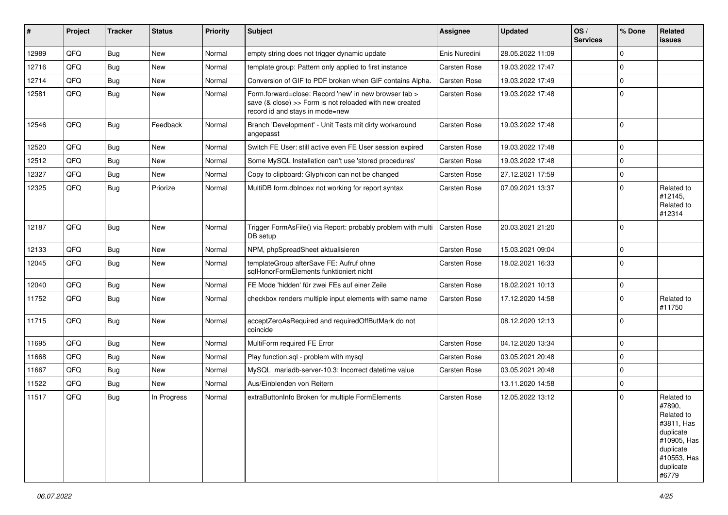| # | Project | Tracker | Status | Priority | Subject | Assignee | Updated | OS / Services | % Done | Related issues |
|---|---|---|---|---|---|---|---|---|---|---|
| 12989 | QFQ | Bug | New | Normal | empty string does not trigger dynamic update | Enis Nuredini | 28.05.2022 11:09 | | 0 | |
| 12716 | QFQ | Bug | New | Normal | template group: Pattern only applied to first instance | Carsten Rose | 19.03.2022 17:47 | | 0 | |
| 12714 | QFQ | Bug | New | Normal | Conversion of GIF to PDF broken when GIF contains Alpha. | Carsten Rose | 19.03.2022 17:49 | | 0 | |
| 12581 | QFQ | Bug | New | Normal | Form.forward=close: Record 'new' in new browser tab > save (& close) >> Form is not reloaded with new created record id and stays in mode=new | Carsten Rose | 19.03.2022 17:48 | | 0 | |
| 12546 | QFQ | Bug | Feedback | Normal | Branch 'Development' - Unit Tests mit dirty workaround angepasst | Carsten Rose | 19.03.2022 17:48 | | 0 | |
| 12520 | QFQ | Bug | New | Normal | Switch FE User: still active even FE User session expired | Carsten Rose | 19.03.2022 17:48 | | 0 | |
| 12512 | QFQ | Bug | New | Normal | Some MySQL Installation can't use 'stored procedures' | Carsten Rose | 19.03.2022 17:48 | | 0 | |
| 12327 | QFQ | Bug | New | Normal | Copy to clipboard: Glyphicon can not be changed | Carsten Rose | 27.12.2021 17:59 | | 0 | |
| 12325 | QFQ | Bug | Priorize | Normal | MultiDB form.dbIndex not working for report syntax | Carsten Rose | 07.09.2021 13:37 | | 0 | Related to #12145, Related to #12314 |
| 12187 | QFQ | Bug | New | Normal | Trigger FormAsFile() via Report: probably problem with multi DB setup | Carsten Rose | 20.03.2021 21:20 | | 0 | |
| 12133 | QFQ | Bug | New | Normal | NPM, phpSpreadSheet aktualisieren | Carsten Rose | 15.03.2021 09:04 | | 0 | |
| 12045 | QFQ | Bug | New | Normal | templateGroup afterSave FE: Aufruf ohne sqlHonorFormElements funktioniert nicht | Carsten Rose | 18.02.2021 16:33 | | 0 | |
| 12040 | QFQ | Bug | New | Normal | FE Mode 'hidden' für zwei FEs auf einer Zeile | Carsten Rose | 18.02.2021 10:13 | | 0 | |
| 11752 | QFQ | Bug | New | Normal | checkbox renders multiple input elements with same name | Carsten Rose | 17.12.2020 14:58 | | 0 | Related to #11750 |
| 11715 | QFQ | Bug | New | Normal | acceptZeroAsRequired and requiredOffButMark do not coincide | | 08.12.2020 12:13 | | 0 | |
| 11695 | QFQ | Bug | New | Normal | MultiForm required FE Error | Carsten Rose | 04.12.2020 13:34 | | 0 | |
| 11668 | QFQ | Bug | New | Normal | Play function.sql - problem with mysql | Carsten Rose | 03.05.2021 20:48 | | 0 | |
| 11667 | QFQ | Bug | New | Normal | MySQL mariadb-server-10.3: Incorrect datetime value | Carsten Rose | 03.05.2021 20:48 | | 0 | |
| 11522 | QFQ | Bug | New | Normal | Aus/Einblenden von Reitern | | 13.11.2020 14:58 | | 0 | |
| 11517 | QFQ | Bug | In Progress | Normal | extraButtonInfo Broken for multiple FormElements | Carsten Rose | 12.05.2022 13:12 | | 0 | Related to #7890, Related to #3811, Has duplicate #10905, Has duplicate #10553, Has duplicate #6779 |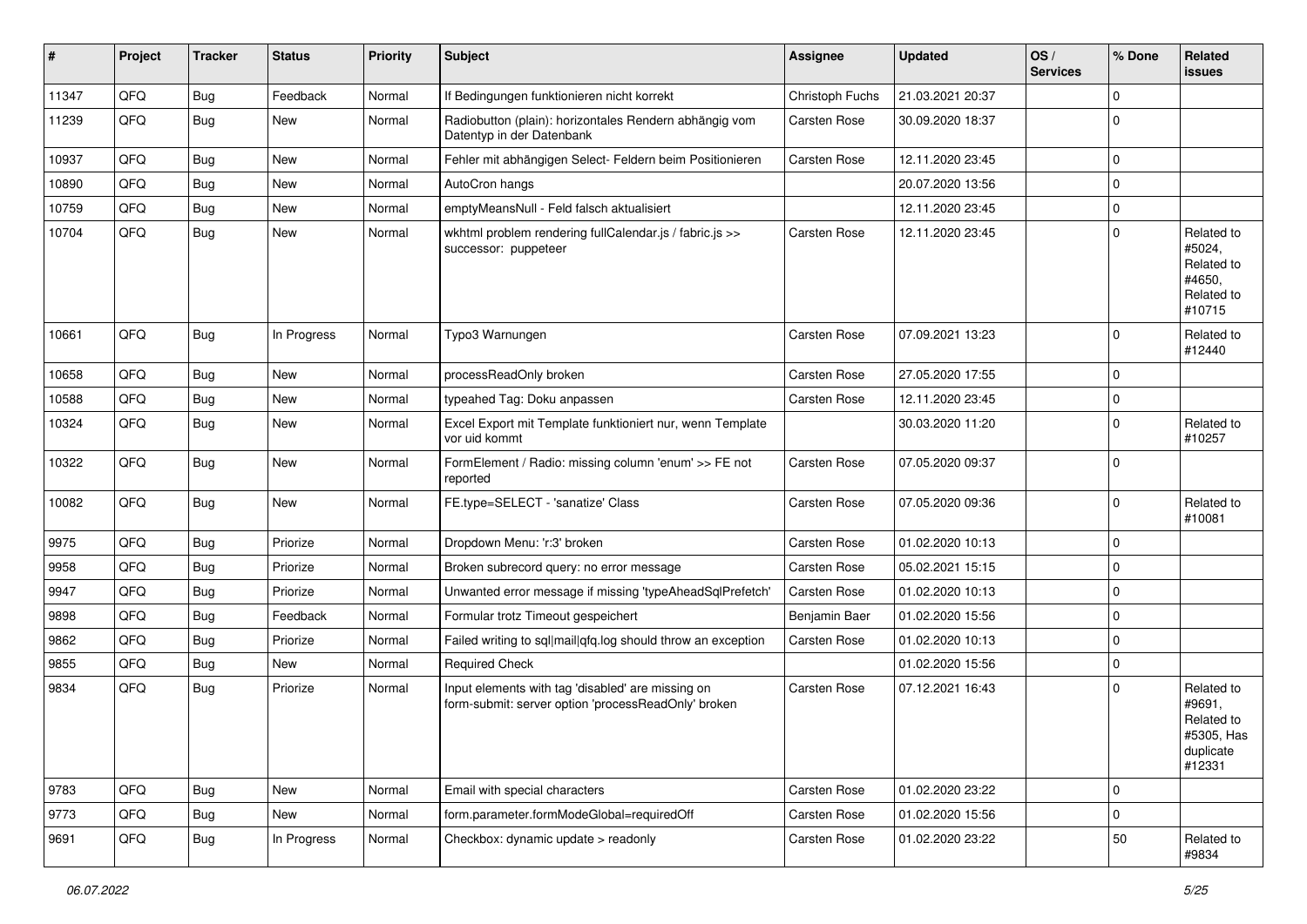| # | Project | Tracker | Status | Priority | Subject | Assignee | Updated | OS / Services | % Done | Related issues |
|---|---|---|---|---|---|---|---|---|---|---|
| 11347 | QFQ | Bug | Feedback | Normal | If Bedingungen funktionieren nicht korrekt | Christoph Fuchs | 21.03.2021 20:37 | | 0 | |
| 11239 | QFQ | Bug | New | Normal | Radiobutton (plain): horizontales Rendern abhängig vom Datentyp in der Datenbank | Carsten Rose | 30.09.2020 18:37 | | 0 | |
| 10937 | QFQ | Bug | New | Normal | Fehler mit abhängigen Select- Feldern beim Positionieren | Carsten Rose | 12.11.2020 23:45 | | 0 | |
| 10890 | QFQ | Bug | New | Normal | AutoCron hangs | | 20.07.2020 13:56 | | 0 | |
| 10759 | QFQ | Bug | New | Normal | emptyMeansNull - Feld falsch aktualisiert | | 12.11.2020 23:45 | | 0 | |
| 10704 | QFQ | Bug | New | Normal | wkhtml problem rendering fullCalendar.js / fabric.js >> successor: puppeteer | Carsten Rose | 12.11.2020 23:45 | | 0 | Related to #5024, Related to #4650, Related to #10715 |
| 10661 | QFQ | Bug | In Progress | Normal | Typo3 Warnungen | Carsten Rose | 07.09.2021 13:23 | | 0 | Related to #12440 |
| 10658 | QFQ | Bug | New | Normal | processReadOnly broken | Carsten Rose | 27.05.2020 17:55 | | 0 | |
| 10588 | QFQ | Bug | New | Normal | typeahed Tag: Doku anpassen | Carsten Rose | 12.11.2020 23:45 | | 0 | |
| 10324 | QFQ | Bug | New | Normal | Excel Export mit Template funktioniert nur, wenn Template vor uid kommt | | 30.03.2020 11:20 | | 0 | Related to #10257 |
| 10322 | QFQ | Bug | New | Normal | FormElement / Radio: missing column 'enum' >> FE not reported | Carsten Rose | 07.05.2020 09:37 | | 0 | |
| 10082 | QFQ | Bug | New | Normal | FE.type=SELECT - 'sanatize' Class | Carsten Rose | 07.05.2020 09:36 | | 0 | Related to #10081 |
| 9975 | QFQ | Bug | Priorize | Normal | Dropdown Menu: 'r:3' broken | Carsten Rose | 01.02.2020 10:13 | | 0 | |
| 9958 | QFQ | Bug | Priorize | Normal | Broken subrecord query: no error message | Carsten Rose | 05.02.2021 15:15 | | 0 | |
| 9947 | QFQ | Bug | Priorize | Normal | Unwanted error message if missing 'typeAheadSqlPrefetch' | Carsten Rose | 01.02.2020 10:13 | | 0 | |
| 9898 | QFQ | Bug | Feedback | Normal | Formular trotz Timeout gespeichert | Benjamin Baer | 01.02.2020 15:56 | | 0 | |
| 9862 | QFQ | Bug | Priorize | Normal | Failed writing to sql\|mail\|qfq.log should throw an exception | Carsten Rose | 01.02.2020 10:13 | | 0 | |
| 9855 | QFQ | Bug | New | Normal | Required Check | | 01.02.2020 15:56 | | 0 | |
| 9834 | QFQ | Bug | Priorize | Normal | Input elements with tag 'disabled' are missing on form-submit: server option 'processReadOnly' broken | Carsten Rose | 07.12.2021 16:43 | | 0 | Related to #9691, Related to #5305, Has duplicate #12331 |
| 9783 | QFQ | Bug | New | Normal | Email with special characters | Carsten Rose | 01.02.2020 23:22 | | 0 | |
| 9773 | QFQ | Bug | New | Normal | form.parameter.formModeGlobal=requiredOff | Carsten Rose | 01.02.2020 15:56 | | 0 | |
| 9691 | QFQ | Bug | In Progress | Normal | Checkbox: dynamic update > readonly | Carsten Rose | 01.02.2020 23:22 | | 50 | Related to #9834 |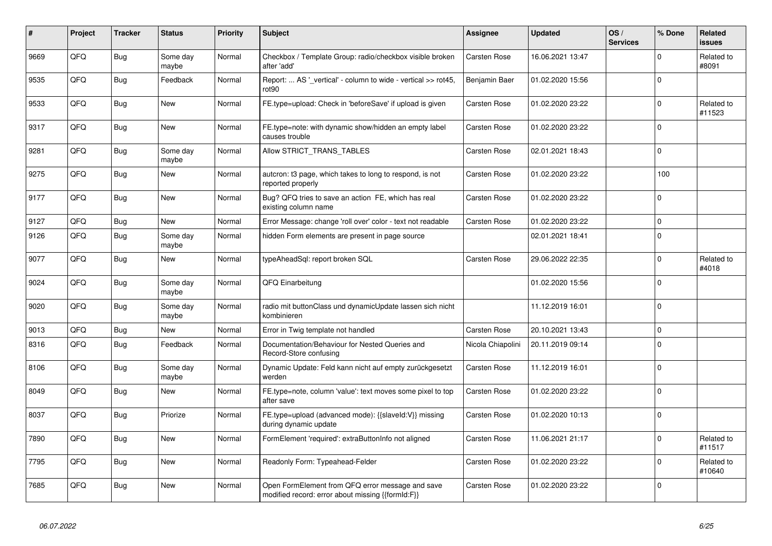| # | Project | Tracker | Status | Priority | Subject | Assignee | Updated | OS / Services | % Done | Related issues |
|---|---|---|---|---|---|---|---|---|---|---|
| 9669 | QFQ | Bug | Some day maybe | Normal | Checkbox / Template Group: radio/checkbox visible broken after 'add' | Carsten Rose | 16.06.2021 13:47 | | 0 | Related to #8091 |
| 9535 | QFQ | Bug | Feedback | Normal | Report: ... AS '_vertical' - column to wide - vertical >> rot45, rot90 | Benjamin Baer | 01.02.2020 15:56 | | 0 | |
| 9533 | QFQ | Bug | New | Normal | FE.type=upload: Check in 'beforeSave' if upload is given | Carsten Rose | 01.02.2020 23:22 | | 0 | Related to #11523 |
| 9317 | QFQ | Bug | New | Normal | FE.type=note: with dynamic show/hidden an empty label causes trouble | Carsten Rose | 01.02.2020 23:22 | | 0 | |
| 9281 | QFQ | Bug | Some day maybe | Normal | Allow STRICT_TRANS_TABLES | Carsten Rose | 02.01.2021 18:43 | | 0 | |
| 9275 | QFQ | Bug | New | Normal | autcron: t3 page, which takes to long to respond, is not reported properly | Carsten Rose | 01.02.2020 23:22 | | 100 | |
| 9177 | QFQ | Bug | New | Normal | Bug? QFQ tries to save an action FE, which has real existing column name | Carsten Rose | 01.02.2020 23:22 | | 0 | |
| 9127 | QFQ | Bug | New | Normal | Error Message: change 'roll over' color - text not readable | Carsten Rose | 01.02.2020 23:22 | | 0 | |
| 9126 | QFQ | Bug | Some day maybe | Normal | hidden Form elements are present in page source | | 02.01.2021 18:41 | | 0 | |
| 9077 | QFQ | Bug | New | Normal | typeAheadSql: report broken SQL | Carsten Rose | 29.06.2022 22:35 | | 0 | Related to #4018 |
| 9024 | QFQ | Bug | Some day maybe | Normal | QFQ Einarbeitung | | 01.02.2020 15:56 | | 0 | |
| 9020 | QFQ | Bug | Some day maybe | Normal | radio mit buttonClass und dynamicUpdate lassen sich nicht kombinieren | | 11.12.2019 16:01 | | 0 | |
| 9013 | QFQ | Bug | New | Normal | Error in Twig template not handled | Carsten Rose | 20.10.2021 13:43 | | 0 | |
| 8316 | QFQ | Bug | Feedback | Normal | Documentation/Behaviour for Nested Queries and Record-Store confusing | Nicola Chiapolini | 20.11.2019 09:14 | | 0 | |
| 8106 | QFQ | Bug | Some day maybe | Normal | Dynamic Update: Feld kann nicht auf empty zurückgesetzt werden | Carsten Rose | 11.12.2019 16:01 | | 0 | |
| 8049 | QFQ | Bug | New | Normal | FE.type=note, column 'value': text moves some pixel to top after save | Carsten Rose | 01.02.2020 23:22 | | 0 | |
| 8037 | QFQ | Bug | Priorize | Normal | FE.type=upload (advanced mode): {{slaveId:V}} missing during dynamic update | Carsten Rose | 01.02.2020 10:13 | | 0 | |
| 7890 | QFQ | Bug | New | Normal | FormElement 'required': extraButtonInfo not aligned | Carsten Rose | 11.06.2021 21:17 | | 0 | Related to #11517 |
| 7795 | QFQ | Bug | New | Normal | Readonly Form: Typeahead-Felder | Carsten Rose | 01.02.2020 23:22 | | 0 | Related to #10640 |
| 7685 | QFQ | Bug | New | Normal | Open FormElement from QFQ error message and save modified record: error about missing {{formId:F}} | Carsten Rose | 01.02.2020 23:22 | | 0 | |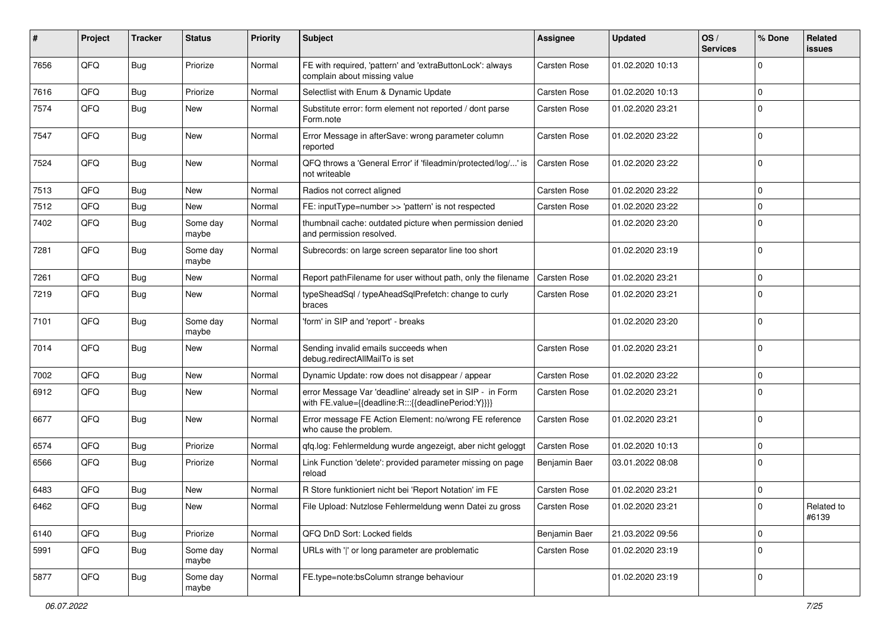| # | Project | Tracker | Status | Priority | Subject | Assignee | Updated | OS / Services | % Done | Related issues |
|---|---|---|---|---|---|---|---|---|---|---|
| 7656 | QFQ | Bug | Priorize | Normal | FE with required, 'pattern' and 'extraButtonLock': always complain about missing value | Carsten Rose | 01.02.2020 10:13 | | 0 | |
| 7616 | QFQ | Bug | Priorize | Normal | Selectlist with Enum & Dynamic Update | Carsten Rose | 01.02.2020 10:13 | | 0 | |
| 7574 | QFQ | Bug | New | Normal | Substitute error: form element not reported / dont parse Form.note | Carsten Rose | 01.02.2020 23:21 | | 0 | |
| 7547 | QFQ | Bug | New | Normal | Error Message in afterSave: wrong parameter column reported | Carsten Rose | 01.02.2020 23:22 | | 0 | |
| 7524 | QFQ | Bug | New | Normal | QFQ throws a 'General Error' if 'fileadmin/protected/log/...' is not writeable | Carsten Rose | 01.02.2020 23:22 | | 0 | |
| 7513 | QFQ | Bug | New | Normal | Radios not correct aligned | Carsten Rose | 01.02.2020 23:22 | | 0 | |
| 7512 | QFQ | Bug | New | Normal | FE: inputType=number >> 'pattern' is not respected | Carsten Rose | 01.02.2020 23:22 | | 0 | |
| 7402 | QFQ | Bug | Some day maybe | Normal | thumbnail cache: outdated picture when permission denied and permission resolved. | | 01.02.2020 23:20 | | 0 | |
| 7281 | QFQ | Bug | Some day maybe | Normal | Subrecords: on large screen separator line too short | | 01.02.2020 23:19 | | 0 | |
| 7261 | QFQ | Bug | New | Normal | Report pathFilename for user without path, only the filename | Carsten Rose | 01.02.2020 23:21 | | 0 | |
| 7219 | QFQ | Bug | New | Normal | typeSheadSql / typeAheadSqlPrefetch: change to curly braces | Carsten Rose | 01.02.2020 23:21 | | 0 | |
| 7101 | QFQ | Bug | Some day maybe | Normal | 'form' in SIP and 'report' - breaks | | 01.02.2020 23:20 | | 0 | |
| 7014 | QFQ | Bug | New | Normal | Sending invalid emails succeeds when debug.redirectAllMailTo is set | Carsten Rose | 01.02.2020 23:21 | | 0 | |
| 7002 | QFQ | Bug | New | Normal | Dynamic Update: row does not disappear / appear | Carsten Rose | 01.02.2020 23:22 | | 0 | |
| 6912 | QFQ | Bug | New | Normal | error Message Var 'deadline' already set in SIP - in Form with FE.value={{deadline:R:::{{deadlinePeriod:Y}}}} | Carsten Rose | 01.02.2020 23:21 | | 0 | |
| 6677 | QFQ | Bug | New | Normal | Error message FE Action Element: no/wrong FE reference who cause the problem. | Carsten Rose | 01.02.2020 23:21 | | 0 | |
| 6574 | QFQ | Bug | Priorize | Normal | qfq.log: Fehlermeldung wurde angezeigt, aber nicht geloggt | Carsten Rose | 01.02.2020 10:13 | | 0 | |
| 6566 | QFQ | Bug | Priorize | Normal | Link Function 'delete': provided parameter missing on page reload | Benjamin Baer | 03.01.2022 08:08 | | 0 | |
| 6483 | QFQ | Bug | New | Normal | R Store funktioniert nicht bei 'Report Notation' im FE | Carsten Rose | 01.02.2020 23:21 | | 0 | |
| 6462 | QFQ | Bug | New | Normal | File Upload: Nutzlose Fehlermeldung wenn Datei zu gross | Carsten Rose | 01.02.2020 23:21 | | 0 | Related to #6139 |
| 6140 | QFQ | Bug | Priorize | Normal | QFQ DnD Sort: Locked fields | Benjamin Baer | 21.03.2022 09:56 | | 0 | |
| 5991 | QFQ | Bug | Some day maybe | Normal | URLs with ' ' or long parameter are problematic | Carsten Rose | 01.02.2020 23:19 | | 0 | |
| 5877 | QFQ | Bug | Some day maybe | Normal | FE.type=note:bsColumn strange behaviour | | 01.02.2020 23:19 | | 0 | |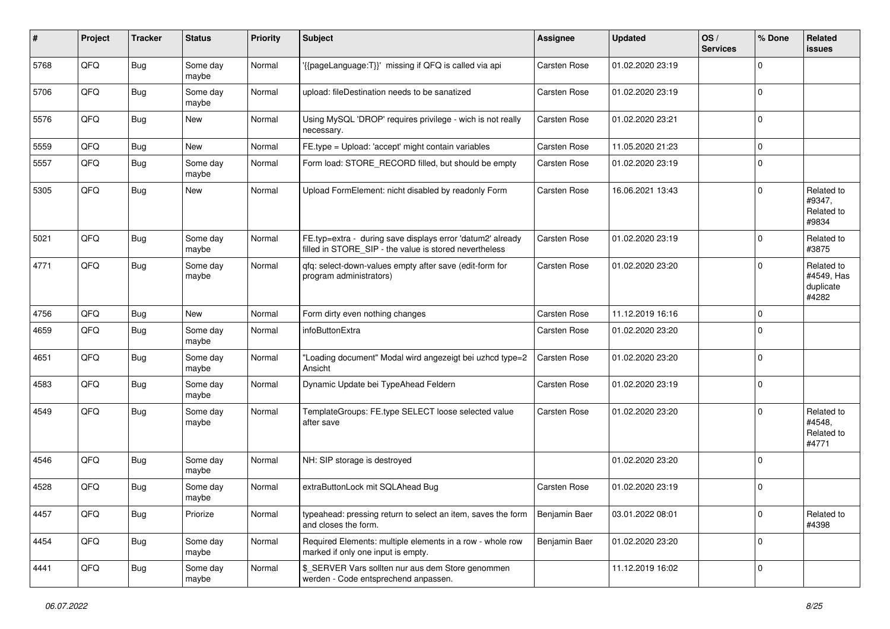| # | Project | Tracker | Status | Priority | Subject | Assignee | Updated | OS / Services | % Done | Related issues |
|---|---|---|---|---|---|---|---|---|---|---|
| 5768 | QFQ | Bug | Some day maybe | Normal | '{{pageLanguage:T}}' missing if QFQ is called via api | Carsten Rose | 01.02.2020 23:19 | | 0 | |
| 5706 | QFQ | Bug | Some day maybe | Normal | upload: fileDestination needs to be sanatized | Carsten Rose | 01.02.2020 23:19 | | 0 | |
| 5576 | QFQ | Bug | New | Normal | Using MySQL 'DROP' requires privilege - wich is not really necessary. | Carsten Rose | 01.02.2020 23:21 | | 0 | |
| 5559 | QFQ | Bug | New | Normal | FE.type = Upload: 'accept' might contain variables | Carsten Rose | 11.05.2020 21:23 | | 0 | |
| 5557 | QFQ | Bug | Some day maybe | Normal | Form load: STORE_RECORD filled, but should be empty | Carsten Rose | 01.02.2020 23:19 | | 0 | |
| 5305 | QFQ | Bug | New | Normal | Upload FormElement: nicht disabled by readonly Form | Carsten Rose | 16.06.2021 13:43 | | 0 | Related to #9347, Related to #9834 |
| 5021 | QFQ | Bug | Some day maybe | Normal | FE.typ=extra - during save displays error 'datum2' already filled in STORE_SIP - the value is stored nevertheless | Carsten Rose | 01.02.2020 23:19 | | 0 | Related to #3875 |
| 4771 | QFQ | Bug | Some day maybe | Normal | qfq: select-down-values empty after save (edit-form for program administrators) | Carsten Rose | 01.02.2020 23:20 | | 0 | Related to #4549, Has duplicate #4282 |
| 4756 | QFQ | Bug | New | Normal | Form dirty even nothing changes | Carsten Rose | 11.12.2019 16:16 | | 0 | |
| 4659 | QFQ | Bug | Some day maybe | Normal | infoButtonExtra | Carsten Rose | 01.02.2020 23:20 | | 0 | |
| 4651 | QFQ | Bug | Some day maybe | Normal | "Loading document" Modal wird angezeigt bei uzhcd type=2 Ansicht | Carsten Rose | 01.02.2020 23:20 | | 0 | |
| 4583 | QFQ | Bug | Some day maybe | Normal | Dynamic Update bei TypeAhead Feldern | Carsten Rose | 01.02.2020 23:19 | | 0 | |
| 4549 | QFQ | Bug | Some day maybe | Normal | TemplateGroups: FE.type SELECT loose selected value after save | Carsten Rose | 01.02.2020 23:20 | | 0 | Related to #4548, Related to #4771 |
| 4546 | QFQ | Bug | Some day maybe | Normal | NH: SIP storage is destroyed | | 01.02.2020 23:20 | | 0 | |
| 4528 | QFQ | Bug | Some day maybe | Normal | extraButtonLock mit SQLAhead Bug | Carsten Rose | 01.02.2020 23:19 | | 0 | |
| 4457 | QFQ | Bug | Priorize | Normal | typeahead: pressing return to select an item, saves the form and closes the form. | Benjamin Baer | 03.01.2022 08:01 | | 0 | Related to #4398 |
| 4454 | QFQ | Bug | Some day maybe | Normal | Required Elements: multiple elements in a row - whole row marked if only one input is empty. | Benjamin Baer | 01.02.2020 23:20 | | 0 | |
| 4441 | QFQ | Bug | Some day maybe | Normal | $_SERVER Vars sollten nur aus dem Store genommen werden - Code entsprechend anpassen. | | 11.12.2019 16:02 | | 0 | |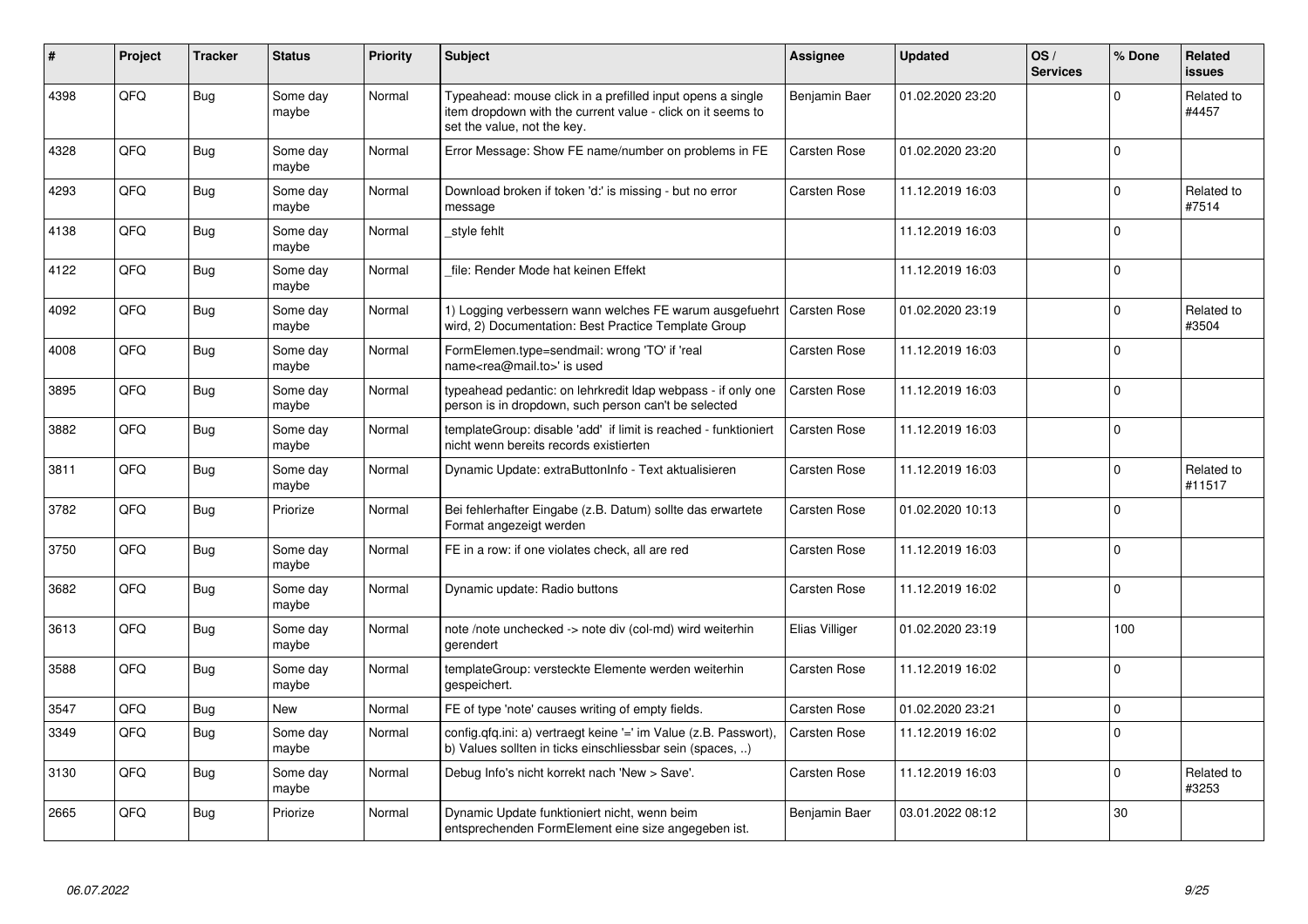| # | Project | Tracker | Status | Priority | Subject | Assignee | Updated | OS / Services | % Done | Related issues |
|---|---|---|---|---|---|---|---|---|---|---|
| 4398 | QFQ | Bug | Some day maybe | Normal | Typeahead: mouse click in a prefilled input opens a single item dropdown with the current value - click on it seems to set the value, not the key. | Benjamin Baer | 01.02.2020 23:20 | | 0 | Related to #4457 |
| 4328 | QFQ | Bug | Some day maybe | Normal | Error Message: Show FE name/number on problems in FE | Carsten Rose | 01.02.2020 23:20 | | 0 | |
| 4293 | QFQ | Bug | Some day maybe | Normal | Download broken if token 'd:' is missing - but no error message | Carsten Rose | 11.12.2019 16:03 | | 0 | Related to #7514 |
| 4138 | QFQ | Bug | Some day maybe | Normal | _style fehlt | | 11.12.2019 16:03 | | 0 | |
| 4122 | QFQ | Bug | Some day maybe | Normal | _file: Render Mode hat keinen Effekt | | 11.12.2019 16:03 | | 0 | |
| 4092 | QFQ | Bug | Some day maybe | Normal | 1) Logging verbessern wann welches FE warum ausgefuehrt wird, 2) Documentation: Best Practice Template Group | Carsten Rose | 01.02.2020 23:19 | | 0 | Related to #3504 |
| 4008 | QFQ | Bug | Some day maybe | Normal | FormElemen.type=sendmail: wrong 'TO' if 'real name<rea@mail.to>' is used | Carsten Rose | 11.12.2019 16:03 | | 0 | |
| 3895 | QFQ | Bug | Some day maybe | Normal | typeahead pedantic: on lehrkredit ldap webpass - if only one person is in dropdown, such person can't be selected | Carsten Rose | 11.12.2019 16:03 | | 0 | |
| 3882 | QFQ | Bug | Some day maybe | Normal | templateGroup: disable 'add' if limit is reached - funktioniert nicht wenn bereits records existierten | Carsten Rose | 11.12.2019 16:03 | | 0 | |
| 3811 | QFQ | Bug | Some day maybe | Normal | Dynamic Update: extraButtonInfo - Text aktualisieren | Carsten Rose | 11.12.2019 16:03 | | 0 | Related to #11517 |
| 3782 | QFQ | Bug | Priorize | Normal | Bei fehlerhafter Eingabe (z.B. Datum) sollte das erwartete Format angezeigt werden | Carsten Rose | 01.02.2020 10:13 | | 0 | |
| 3750 | QFQ | Bug | Some day maybe | Normal | FE in a row: if one violates check, all are red | Carsten Rose | 11.12.2019 16:03 | | 0 | |
| 3682 | QFQ | Bug | Some day maybe | Normal | Dynamic update: Radio buttons | Carsten Rose | 11.12.2019 16:02 | | 0 | |
| 3613 | QFQ | Bug | Some day maybe | Normal | note /note unchecked -> note div (col-md) wird weiterhin gerendert | Elias Villiger | 01.02.2020 23:19 | | 100 | |
| 3588 | QFQ | Bug | Some day maybe | Normal | templateGroup: versteckte Elemente werden weiterhin gespeichert. | Carsten Rose | 11.12.2019 16:02 | | 0 | |
| 3547 | QFQ | Bug | New | Normal | FE of type 'note' causes writing of empty fields. | Carsten Rose | 01.02.2020 23:21 | | 0 | |
| 3349 | QFQ | Bug | Some day maybe | Normal | config.qfq.ini: a) vertraegt keine '=' im Value (z.B. Passwort), b) Values sollten in ticks einschliessbar sein (spaces, ..) | Carsten Rose | 11.12.2019 16:02 | | 0 | |
| 3130 | QFQ | Bug | Some day maybe | Normal | Debug Info's nicht korrekt nach 'New > Save'. | Carsten Rose | 11.12.2019 16:03 | | 0 | Related to #3253 |
| 2665 | QFQ | Bug | Priorize | Normal | Dynamic Update funktioniert nicht, wenn beim entsprechenden FormElement eine size angegeben ist. | Benjamin Baer | 03.01.2022 08:12 | | 30 | |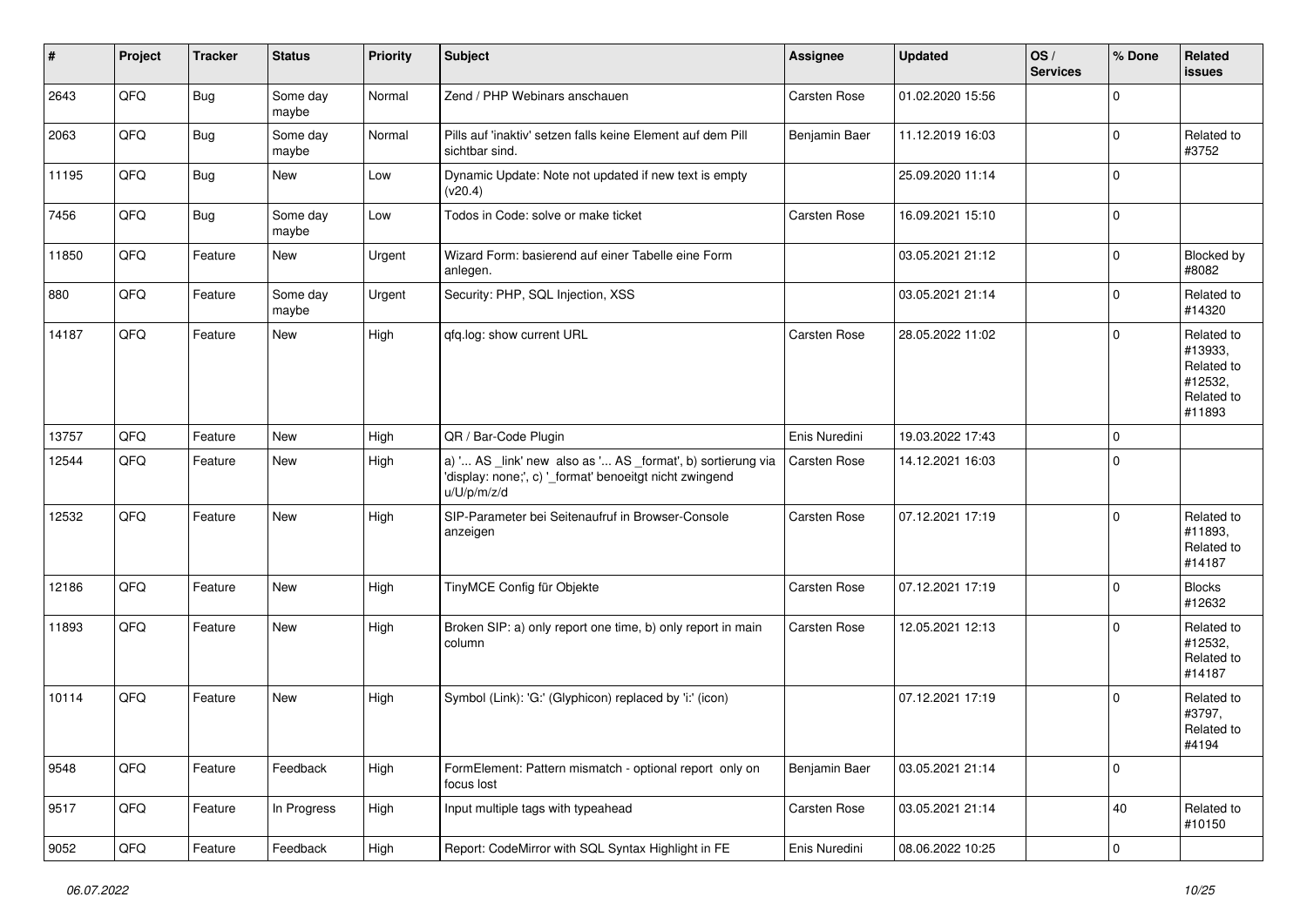| # | Project | Tracker | Status | Priority | Subject | Assignee | Updated | OS / Services | % Done | Related issues |
|---|---|---|---|---|---|---|---|---|---|---|
| 2643 | QFQ | Bug | Some day maybe | Normal | Zend / PHP Webinars anschauen | Carsten Rose | 01.02.2020 15:56 | | 0 | |
| 2063 | QFQ | Bug | Some day maybe | Normal | Pills auf 'inaktiv' setzen falls keine Element auf dem Pill sichtbar sind. | Benjamin Baer | 11.12.2019 16:03 | | 0 | Related to #3752 |
| 11195 | QFQ | Bug | New | Low | Dynamic Update: Note not updated if new text is empty (v20.4) | | 25.09.2020 11:14 | | 0 | |
| 7456 | QFQ | Bug | Some day maybe | Low | Todos in Code: solve or make ticket | Carsten Rose | 16.09.2021 15:10 | | 0 | |
| 11850 | QFQ | Feature | New | Urgent | Wizard Form: basierend auf einer Tabelle eine Form anlegen. | | 03.05.2021 21:12 | | 0 | Blocked by #8082 |
| 880 | QFQ | Feature | Some day maybe | Urgent | Security: PHP, SQL Injection, XSS | | 03.05.2021 21:14 | | 0 | Related to #14320 |
| 14187 | QFQ | Feature | New | High | qfq.log: show current URL | Carsten Rose | 28.05.2022 11:02 | | 0 | Related to #13933, Related to #12532, Related to #11893 |
| 13757 | QFQ | Feature | New | High | QR / Bar-Code Plugin | Enis Nuredini | 19.03.2022 17:43 | | 0 | |
| 12544 | QFQ | Feature | New | High | a) '... AS _link' new also as '... AS _format', b) sortierung via 'display: none;', c) '_format' benoeitgt nicht zwingend u/U/p/m/z/d | Carsten Rose | 14.12.2021 16:03 | | 0 | |
| 12532 | QFQ | Feature | New | High | SIP-Parameter bei Seitenaufruf in Browser-Console anzeigen | Carsten Rose | 07.12.2021 17:19 | | 0 | Related to #11893, Related to #14187 |
| 12186 | QFQ | Feature | New | High | TinyMCE Config für Objekte | Carsten Rose | 07.12.2021 17:19 | | 0 | Blocks #12632 |
| 11893 | QFQ | Feature | New | High | Broken SIP: a) only report one time, b) only report in main column | Carsten Rose | 12.05.2021 12:13 | | 0 | Related to #12532, Related to #14187 |
| 10114 | QFQ | Feature | New | High | Symbol (Link): 'G:' (Glyphicon) replaced by 'i:' (icon) | | 07.12.2021 17:19 | | 0 | Related to #3797, Related to #4194 |
| 9548 | QFQ | Feature | Feedback | High | FormElement: Pattern mismatch - optional report only on focus lost | Benjamin Baer | 03.05.2021 21:14 | | 0 | |
| 9517 | QFQ | Feature | In Progress | High | Input multiple tags with typeahead | Carsten Rose | 03.05.2021 21:14 | | 40 | Related to #10150 |
| 9052 | QFQ | Feature | Feedback | High | Report: CodeMirror with SQL Syntax Highlight in FE | Enis Nuredini | 08.06.2022 10:25 | | 0 | |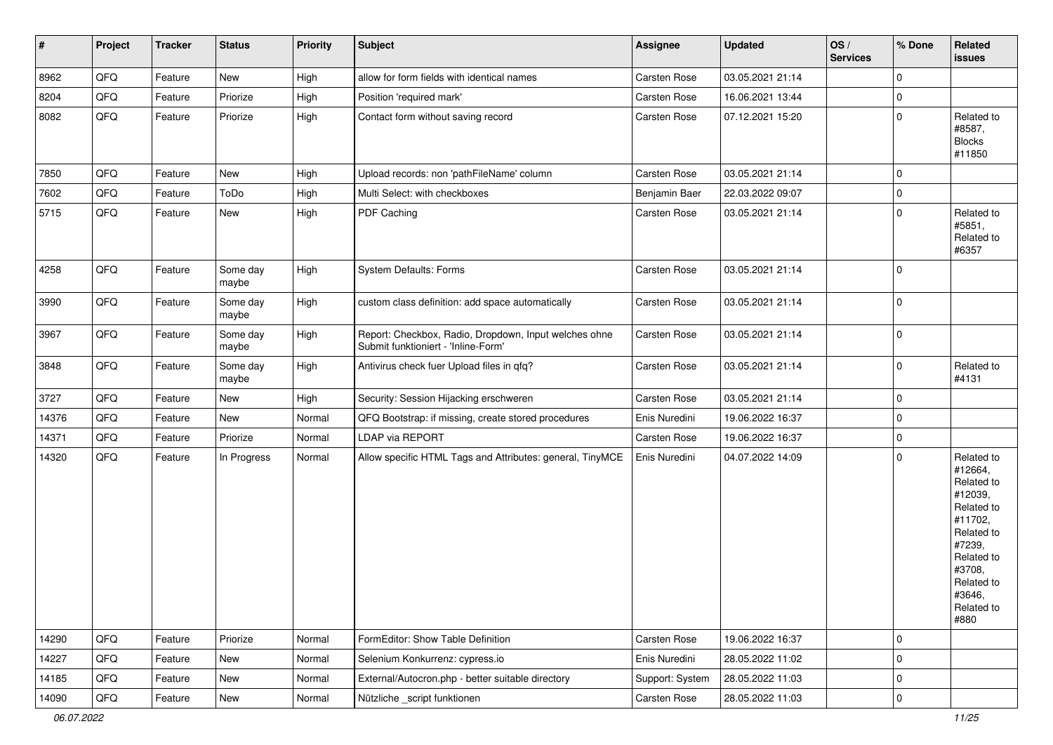| # | Project | Tracker | Status | Priority | Subject | Assignee | Updated | OS / Services | % Done | Related issues |
|---|---|---|---|---|---|---|---|---|---|---|
| 8962 | QFQ | Feature | New | High | allow for form fields with identical names | Carsten Rose | 03.05.2021 21:14 | | 0 | |
| 8204 | QFQ | Feature | Priorize | High | Position 'required mark' | Carsten Rose | 16.06.2021 13:44 | | 0 | |
| 8082 | QFQ | Feature | Priorize | High | Contact form without saving record | Carsten Rose | 07.12.2021 15:20 | | 0 | Related to #8587, Blocks #11850 |
| 7850 | QFQ | Feature | New | High | Upload records: non 'pathFileName' column | Carsten Rose | 03.05.2021 21:14 | | 0 | |
| 7602 | QFQ | Feature | ToDo | High | Multi Select: with checkboxes | Benjamin Baer | 22.03.2022 09:07 | | 0 | |
| 5715 | QFQ | Feature | New | High | PDF Caching | Carsten Rose | 03.05.2021 21:14 | | 0 | Related to #5851, Related to #6357 |
| 4258 | QFQ | Feature | Some day maybe | High | System Defaults: Forms | Carsten Rose | 03.05.2021 21:14 | | 0 | |
| 3990 | QFQ | Feature | Some day maybe | High | custom class definition: add space automatically | Carsten Rose | 03.05.2021 21:14 | | 0 | |
| 3967 | QFQ | Feature | Some day maybe | High | Report: Checkbox, Radio, Dropdown, Input welches ohne Submit funktioniert - 'Inline-Form' | Carsten Rose | 03.05.2021 21:14 | | 0 | |
| 3848 | QFQ | Feature | Some day maybe | High | Antivirus check fuer Upload files in qfq? | Carsten Rose | 03.05.2021 21:14 | | 0 | Related to #4131 |
| 3727 | QFQ | Feature | New | High | Security: Session Hijacking erschweren | Carsten Rose | 03.05.2021 21:14 | | 0 | |
| 14376 | QFQ | Feature | New | Normal | QFQ Bootstrap: if missing, create stored procedures | Enis Nuredini | 19.06.2022 16:37 | | 0 | |
| 14371 | QFQ | Feature | Priorize | Normal | LDAP via REPORT | Carsten Rose | 19.06.2022 16:37 | | 0 | |
| 14320 | QFQ | Feature | In Progress | Normal | Allow specific HTML Tags and Attributes: general, TinyMCE | Enis Nuredini | 04.07.2022 14:09 | | 0 | Related to #12664, Related to #12039, Related to #11702, Related to #7239, Related to #3708, Related to #3646, Related to #880 |
| 14290 | QFQ | Feature | Priorize | Normal | FormEditor: Show Table Definition | Carsten Rose | 19.06.2022 16:37 | | 0 | |
| 14227 | QFQ | Feature | New | Normal | Selenium Konkurrenz: cypress.io | Enis Nuredini | 28.05.2022 11:02 | | 0 | |
| 14185 | QFQ | Feature | New | Normal | External/Autocron.php - better suitable directory | Support: System | 28.05.2022 11:03 | | 0 | |
| 14090 | QFQ | Feature | New | Normal | Nützliche _script funktionen | Carsten Rose | 28.05.2022 11:03 | | 0 | |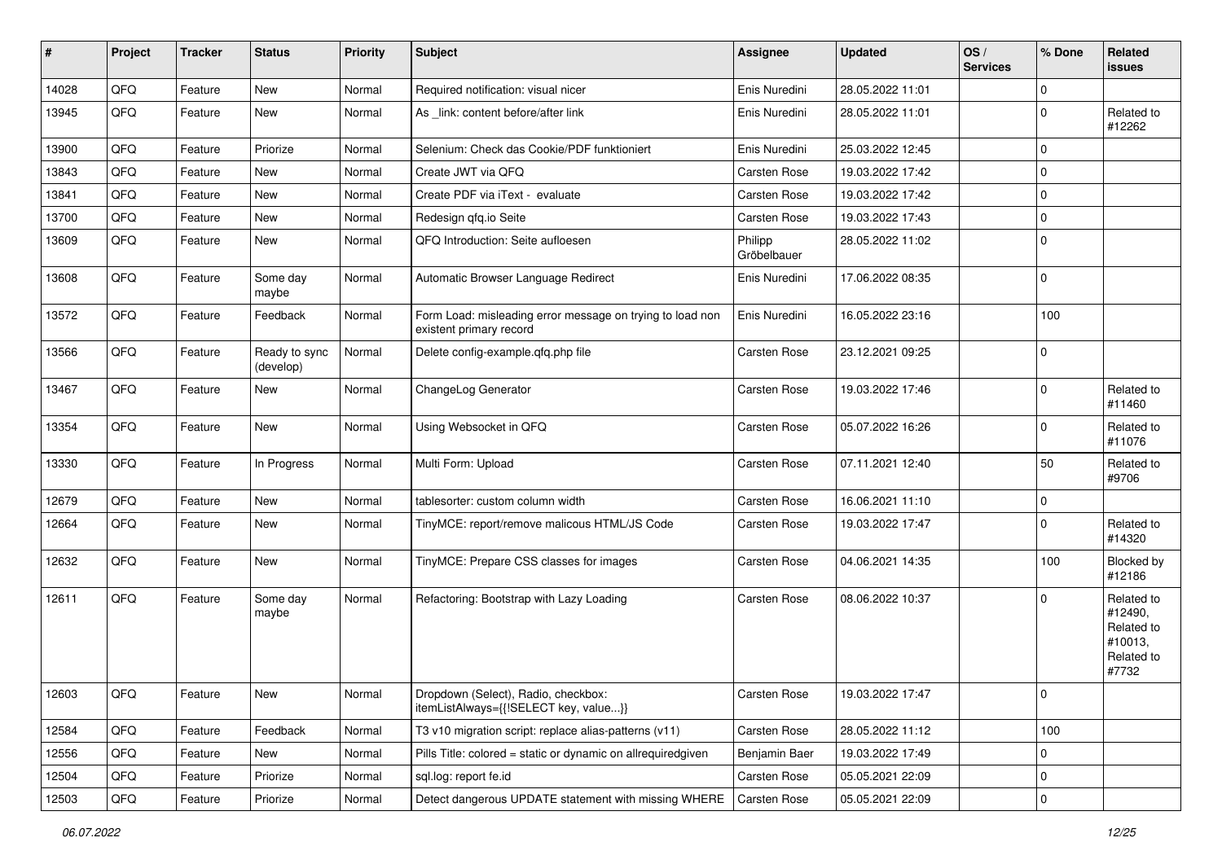| # | Project | Tracker | Status | Priority | Subject | Assignee | Updated | OS / Services | % Done | Related issues |
|---|---|---|---|---|---|---|---|---|---|---|
| 14028 | QFQ | Feature | New | Normal | Required notification: visual nicer | Enis Nuredini | 28.05.2022 11:01 | | 0 | |
| 13945 | QFQ | Feature | New | Normal | As _link: content before/after link | Enis Nuredini | 28.05.2022 11:01 | | 0 | Related to #12262 |
| 13900 | QFQ | Feature | Priorize | Normal | Selenium: Check das Cookie/PDF funktioniert | Enis Nuredini | 25.03.2022 12:45 | | 0 | |
| 13843 | QFQ | Feature | New | Normal | Create JWT via QFQ | Carsten Rose | 19.03.2022 17:42 | | 0 | |
| 13841 | QFQ | Feature | New | Normal | Create PDF via iText - evaluate | Carsten Rose | 19.03.2022 17:42 | | 0 | |
| 13700 | QFQ | Feature | New | Normal | Redesign qfq.io Seite | Carsten Rose | 19.03.2022 17:43 | | 0 | |
| 13609 | QFQ | Feature | New | Normal | QFQ Introduction: Seite aufloesen | Philipp Gröbelbauer | 28.05.2022 11:02 | | 0 | |
| 13608 | QFQ | Feature | Some day maybe | Normal | Automatic Browser Language Redirect | Enis Nuredini | 17.06.2022 08:35 | | 0 | |
| 13572 | QFQ | Feature | Feedback | Normal | Form Load: misleading error message on trying to load non existent primary record | Enis Nuredini | 16.05.2022 23:16 | | 100 | |
| 13566 | QFQ | Feature | Ready to sync (develop) | Normal | Delete config-example.qfq.php file | Carsten Rose | 23.12.2021 09:25 | | 0 | |
| 13467 | QFQ | Feature | New | Normal | ChangeLog Generator | Carsten Rose | 19.03.2022 17:46 | | 0 | Related to #11460 |
| 13354 | QFQ | Feature | New | Normal | Using Websocket in QFQ | Carsten Rose | 05.07.2022 16:26 | | 0 | Related to #11076 |
| 13330 | QFQ | Feature | In Progress | Normal | Multi Form: Upload | Carsten Rose | 07.11.2021 12:40 | | 50 | Related to #9706 |
| 12679 | QFQ | Feature | New | Normal | tablesorter: custom column width | Carsten Rose | 16.06.2021 11:10 | | 0 | |
| 12664 | QFQ | Feature | New | Normal | TinyMCE: report/remove malicous HTML/JS Code | Carsten Rose | 19.03.2022 17:47 | | 0 | Related to #14320 |
| 12632 | QFQ | Feature | New | Normal | TinyMCE: Prepare CSS classes for images | Carsten Rose | 04.06.2021 14:35 | | 100 | Blocked by #12186 |
| 12611 | QFQ | Feature | Some day maybe | Normal | Refactoring: Bootstrap with Lazy Loading | Carsten Rose | 08.06.2022 10:37 | | 0 | Related to #12490, Related to #10013, Related to #7732 |
| 12603 | QFQ | Feature | New | Normal | Dropdown (Select), Radio, checkbox: itemListAlways={{!SELECT key, value...}} | Carsten Rose | 19.03.2022 17:47 | | 0 | |
| 12584 | QFQ | Feature | Feedback | Normal | T3 v10 migration script: replace alias-patterns (v11) | Carsten Rose | 28.05.2022 11:12 | | 100 | |
| 12556 | QFQ | Feature | New | Normal | Pills Title: colored = static or dynamic on allrequiredgiven | Benjamin Baer | 19.03.2022 17:49 | | 0 | |
| 12504 | QFQ | Feature | Priorize | Normal | sql.log: report fe.id | Carsten Rose | 05.05.2021 22:09 | | 0 | |
| 12503 | QFQ | Feature | Priorize | Normal | Detect dangerous UPDATE statement with missing WHERE | Carsten Rose | 05.05.2021 22:09 | | 0 | |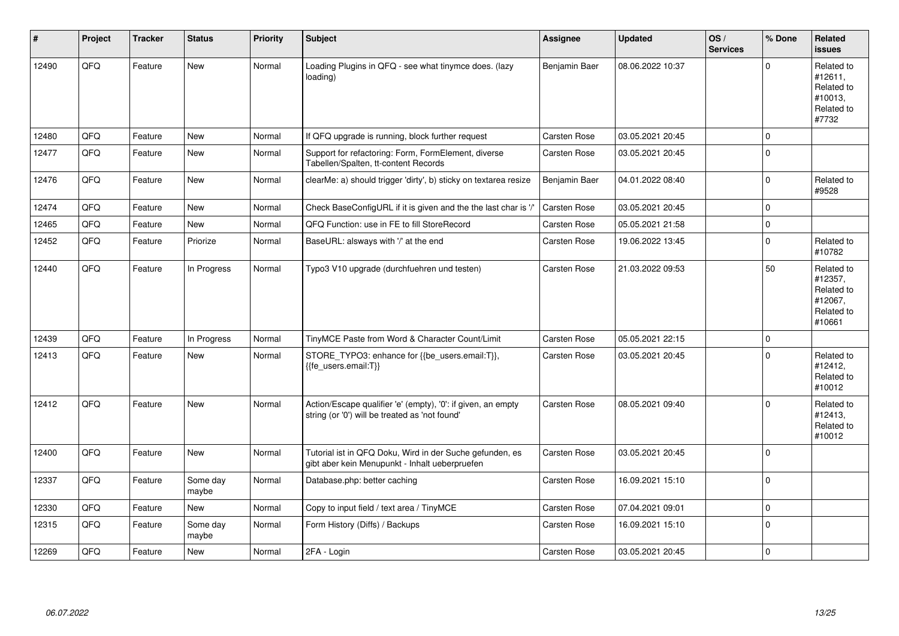| # | Project | Tracker | Status | Priority | Subject | Assignee | Updated | OS / Services | % Done | Related issues |
|---|---|---|---|---|---|---|---|---|---|---|
| 12490 | QFQ | Feature | New | Normal | Loading Plugins in QFQ - see what tinymce does. (lazy loading) | Benjamin Baer | 08.06.2022 10:37 | | 0 | Related to #12611, Related to #10013, Related to #7732 |
| 12480 | QFQ | Feature | New | Normal | If QFQ upgrade is running, block further request | Carsten Rose | 03.05.2021 20:45 | | 0 | |
| 12477 | QFQ | Feature | New | Normal | Support for refactoring: Form, FormElement, diverse Tabellen/Spalten, tt-content Records | Carsten Rose | 03.05.2021 20:45 | | 0 | |
| 12476 | QFQ | Feature | New | Normal | clearMe: a) should trigger 'dirty', b) sticky on textarea resize | Benjamin Baer | 04.01.2022 08:40 | | 0 | Related to #9528 |
| 12474 | QFQ | Feature | New | Normal | Check BaseConfigURL if it is given and the the last char is '/' | Carsten Rose | 03.05.2021 20:45 | | 0 | |
| 12465 | QFQ | Feature | New | Normal | QFQ Function: use in FE to fill StoreRecord | Carsten Rose | 05.05.2021 21:58 | | 0 | |
| 12452 | QFQ | Feature | Priorize | Normal | BaseURL: alsways with '/' at the end | Carsten Rose | 19.06.2022 13:45 | | 0 | Related to #10782 |
| 12440 | QFQ | Feature | In Progress | Normal | Typo3 V10 upgrade (durchfuehren und testen) | Carsten Rose | 21.03.2022 09:53 | | 50 | Related to #12357, Related to #12067, Related to #10661 |
| 12439 | QFQ | Feature | In Progress | Normal | TinyMCE Paste from Word & Character Count/Limit | Carsten Rose | 05.05.2021 22:15 | | 0 | |
| 12413 | QFQ | Feature | New | Normal | STORE_TYPO3: enhance for {{be_users.email:T}}, {{fe_users.email:T}} | Carsten Rose | 03.05.2021 20:45 | | 0 | Related to #12412, Related to #10012 |
| 12412 | QFQ | Feature | New | Normal | Action/Escape qualifier 'e' (empty), '0': if given, an empty string (or '0') will be treated as 'not found' | Carsten Rose | 08.05.2021 09:40 | | 0 | Related to #12413, Related to #10012 |
| 12400 | QFQ | Feature | New | Normal | Tutorial ist in QFQ Doku, Wird in der Suche gefunden, es gibt aber kein Menupunkt - Inhalt ueberpruefen | Carsten Rose | 03.05.2021 20:45 | | 0 | |
| 12337 | QFQ | Feature | Some day maybe | Normal | Database.php: better caching | Carsten Rose | 16.09.2021 15:10 | | 0 | |
| 12330 | QFQ | Feature | New | Normal | Copy to input field / text area / TinyMCE | Carsten Rose | 07.04.2021 09:01 | | 0 | |
| 12315 | QFQ | Feature | Some day maybe | Normal | Form History (Diffs) / Backups | Carsten Rose | 16.09.2021 15:10 | | 0 | |
| 12269 | QFQ | Feature | New | Normal | 2FA - Login | Carsten Rose | 03.05.2021 20:45 | | 0 | |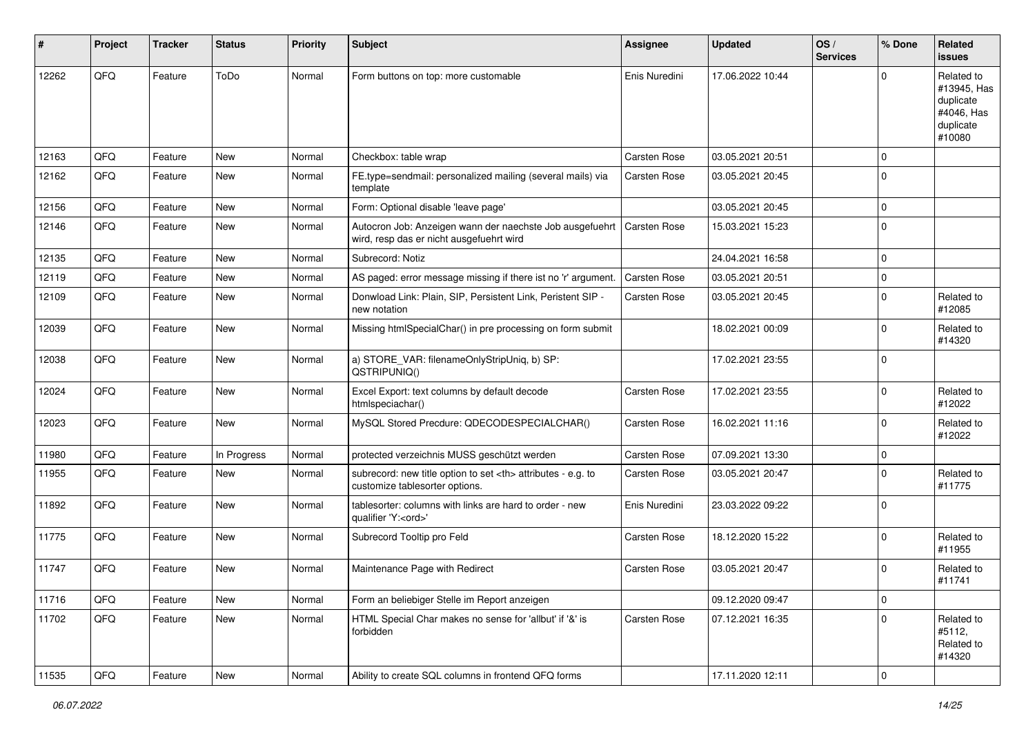| # | Project | Tracker | Status | Priority | Subject | Assignee | Updated | OS / Services | % Done | Related issues |
|---|---|---|---|---|---|---|---|---|---|---|
| 12262 | QFQ | Feature | ToDo | Normal | Form buttons on top: more customable | Enis Nuredini | 17.06.2022 10:44 | | 0 | Related to #13945, Has duplicate #4046, Has duplicate #10080 |
| 12163 | QFQ | Feature | New | Normal | Checkbox: table wrap | Carsten Rose | 03.05.2021 20:51 | | 0 | |
| 12162 | QFQ | Feature | New | Normal | FE.type=sendmail: personalized mailing (several mails) via template | Carsten Rose | 03.05.2021 20:45 | | 0 | |
| 12156 | QFQ | Feature | New | Normal | Form: Optional disable 'leave page' | | 03.05.2021 20:45 | | 0 | |
| 12146 | QFQ | Feature | New | Normal | Autocron Job: Anzeigen wann der naechste Job ausgefuehrt wird, resp das er nicht ausgefuehrt wird | Carsten Rose | 15.03.2021 15:23 | | 0 | |
| 12135 | QFQ | Feature | New | Normal | Subrecord: Notiz | | 24.04.2021 16:58 | | 0 | |
| 12119 | QFQ | Feature | New | Normal | AS paged: error message missing if there ist no 'r' argument. | Carsten Rose | 03.05.2021 20:51 | | 0 | |
| 12109 | QFQ | Feature | New | Normal | Donwload Link: Plain, SIP, Persistent Link, Peristent SIP - new notation | Carsten Rose | 03.05.2021 20:45 | | 0 | Related to #12085 |
| 12039 | QFQ | Feature | New | Normal | Missing htmlSpecialChar() in pre processing on form submit | | 18.02.2021 00:09 | | 0 | Related to #14320 |
| 12038 | QFQ | Feature | New | Normal | a) STORE_VAR: filenameOnlyStripUniq, b) SP: QSTRIPUNIQ() | | 17.02.2021 23:55 | | 0 | |
| 12024 | QFQ | Feature | New | Normal | Excel Export: text columns by default decode htmlspeciachar() | Carsten Rose | 17.02.2021 23:55 | | 0 | Related to #12022 |
| 12023 | QFQ | Feature | New | Normal | MySQL Stored Precdure: QDECODESPECIALCHAR() | Carsten Rose | 16.02.2021 11:16 | | 0 | Related to #12022 |
| 11980 | QFQ | Feature | In Progress | Normal | protected verzeichnis MUSS geschützt werden | Carsten Rose | 07.09.2021 13:30 | | 0 | |
| 11955 | QFQ | Feature | New | Normal | subrecord: new title option to set <th> attributes - e.g. to customize tablesorter options. | Carsten Rose | 03.05.2021 20:47 | | 0 | Related to #11775 |
| 11892 | QFQ | Feature | New | Normal | tablesorter: columns with links are hard to order - new qualifier 'Y:<ord>' | Enis Nuredini | 23.03.2022 09:22 | | 0 | |
| 11775 | QFQ | Feature | New | Normal | Subrecord Tooltip pro Feld | Carsten Rose | 18.12.2020 15:22 | | 0 | Related to #11955 |
| 11747 | QFQ | Feature | New | Normal | Maintenance Page with Redirect | Carsten Rose | 03.05.2021 20:47 | | 0 | Related to #11741 |
| 11716 | QFQ | Feature | New | Normal | Form an beliebiger Stelle im Report anzeigen | | 09.12.2020 09:47 | | 0 | |
| 11702 | QFQ | Feature | New | Normal | HTML Special Char makes no sense for 'allbut' if '&' is forbidden | Carsten Rose | 07.12.2021 16:35 | | 0 | Related to #5112, Related to #14320 |
| 11535 | QFQ | Feature | New | Normal | Ability to create SQL columns in frontend QFQ forms | | 17.11.2020 12:11 | | 0 | |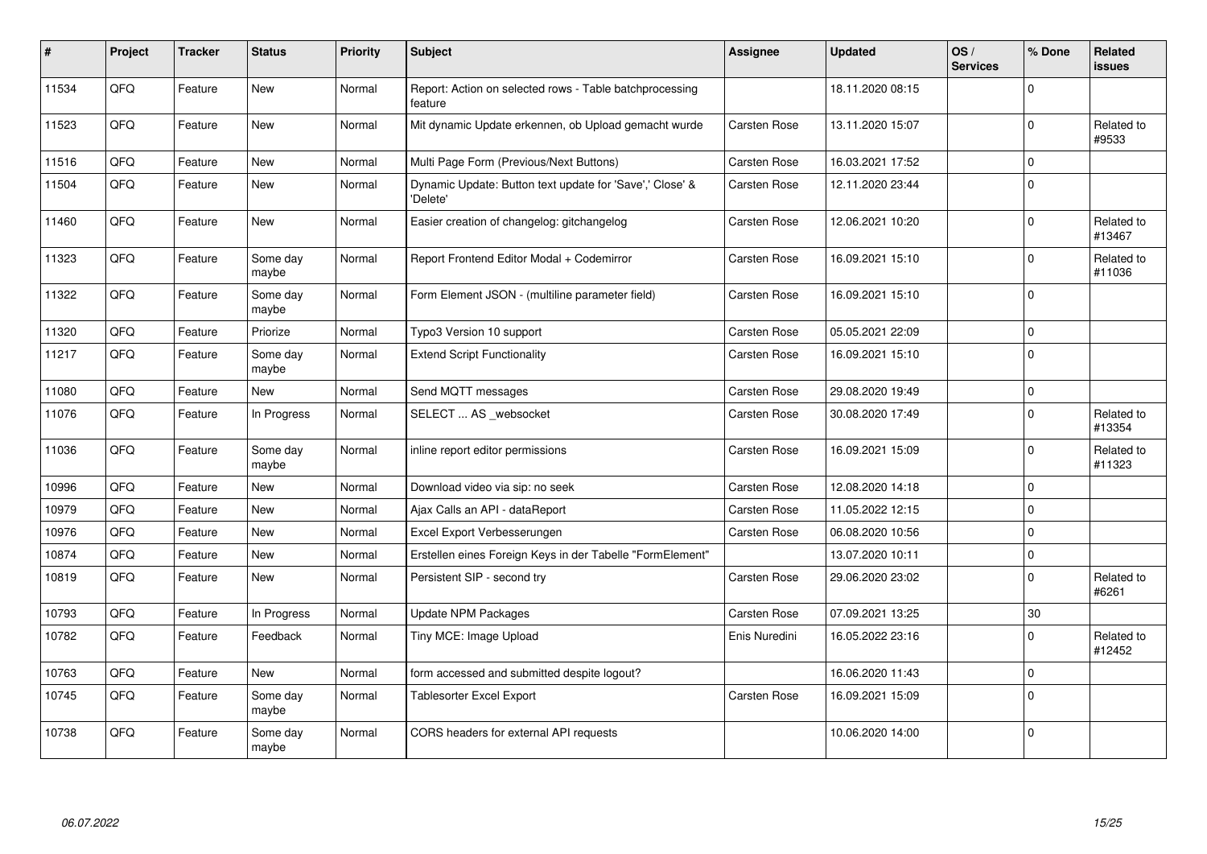| # | Project | Tracker | Status | Priority | Subject | Assignee | Updated | OS / Services | % Done | Related issues |
|---|---|---|---|---|---|---|---|---|---|---|
| 11534 | QFQ | Feature | New | Normal | Report: Action on selected rows - Table batchprocessing feature | | 18.11.2020 08:15 | | 0 | |
| 11523 | QFQ | Feature | New | Normal | Mit dynamic Update erkennen, ob Upload gemacht wurde | Carsten Rose | 13.11.2020 15:07 | | 0 | Related to #9533 |
| 11516 | QFQ | Feature | New | Normal | Multi Page Form (Previous/Next Buttons) | Carsten Rose | 16.03.2021 17:52 | | 0 | |
| 11504 | QFQ | Feature | New | Normal | Dynamic Update: Button text update for 'Save',' Close' & 'Delete' | Carsten Rose | 12.11.2020 23:44 | | 0 | |
| 11460 | QFQ | Feature | New | Normal | Easier creation of changelog: gitchangelog | Carsten Rose | 12.06.2021 10:20 | | 0 | Related to #13467 |
| 11323 | QFQ | Feature | Some day maybe | Normal | Report Frontend Editor Modal + Codemirror | Carsten Rose | 16.09.2021 15:10 | | 0 | Related to #11036 |
| 11322 | QFQ | Feature | Some day maybe | Normal | Form Element JSON - (multiline parameter field) | Carsten Rose | 16.09.2021 15:10 | | 0 | |
| 11320 | QFQ | Feature | Priorize | Normal | Typo3 Version 10 support | Carsten Rose | 05.05.2021 22:09 | | 0 | |
| 11217 | QFQ | Feature | Some day maybe | Normal | Extend Script Functionality | Carsten Rose | 16.09.2021 15:10 | | 0 | |
| 11080 | QFQ | Feature | New | Normal | Send MQTT messages | Carsten Rose | 29.08.2020 19:49 | | 0 | |
| 11076 | QFQ | Feature | In Progress | Normal | SELECT ... AS _websocket | Carsten Rose | 30.08.2020 17:49 | | 0 | Related to #13354 |
| 11036 | QFQ | Feature | Some day maybe | Normal | inline report editor permissions | Carsten Rose | 16.09.2021 15:09 | | 0 | Related to #11323 |
| 10996 | QFQ | Feature | New | Normal | Download video via sip: no seek | Carsten Rose | 12.08.2020 14:18 | | 0 | |
| 10979 | QFQ | Feature | New | Normal | Ajax Calls an API - dataReport | Carsten Rose | 11.05.2022 12:15 | | 0 | |
| 10976 | QFQ | Feature | New | Normal | Excel Export Verbesserungen | Carsten Rose | 06.08.2020 10:56 | | 0 | |
| 10874 | QFQ | Feature | New | Normal | Erstellen eines Foreign Keys in der Tabelle "FormElement" | | 13.07.2020 10:11 | | 0 | |
| 10819 | QFQ | Feature | New | Normal | Persistent SIP - second try | Carsten Rose | 29.06.2020 23:02 | | 0 | Related to #6261 |
| 10793 | QFQ | Feature | In Progress | Normal | Update NPM Packages | Carsten Rose | 07.09.2021 13:25 | | 30 | |
| 10782 | QFQ | Feature | Feedback | Normal | Tiny MCE: Image Upload | Enis Nuredini | 16.05.2022 23:16 | | 0 | Related to #12452 |
| 10763 | QFQ | Feature | New | Normal | form accessed and submitted despite logout? | | 16.06.2020 11:43 | | 0 | |
| 10745 | QFQ | Feature | Some day maybe | Normal | Tablesorter Excel Export | Carsten Rose | 16.09.2021 15:09 | | 0 | |
| 10738 | QFQ | Feature | Some day maybe | Normal | CORS headers for external API requests | | 10.06.2020 14:00 | | 0 | |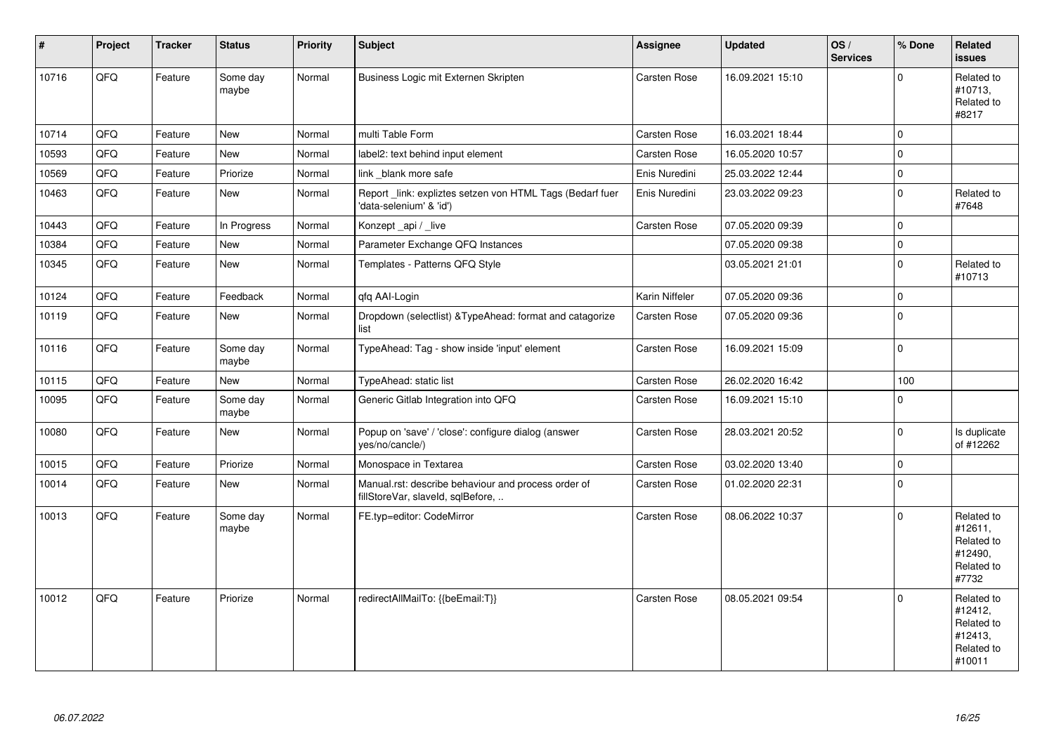| # | Project | Tracker | Status | Priority | Subject | Assignee | Updated | OS / Services | % Done | Related issues |
|---|---|---|---|---|---|---|---|---|---|---|
| 10716 | QFQ | Feature | Some day maybe | Normal | Business Logic mit Externen Skripten | Carsten Rose | 16.09.2021 15:10 | | 0 | Related to #10713, Related to #8217 |
| 10714 | QFQ | Feature | New | Normal | multi Table Form | Carsten Rose | 16.03.2021 18:44 | | 0 | |
| 10593 | QFQ | Feature | New | Normal | label2: text behind input element | Carsten Rose | 16.05.2020 10:57 | | 0 | |
| 10569 | QFQ | Feature | Priorize | Normal | link _blank more safe | Enis Nuredini | 25.03.2022 12:44 | | 0 | |
| 10463 | QFQ | Feature | New | Normal | Report _link: expliztes setzen von HTML Tags (Bedarf fuer 'data-selenium' & 'id') | Enis Nuredini | 23.03.2022 09:23 | | 0 | Related to #7648 |
| 10443 | QFQ | Feature | In Progress | Normal | Konzept _api / _live | Carsten Rose | 07.05.2020 09:39 | | 0 | |
| 10384 | QFQ | Feature | New | Normal | Parameter Exchange QFQ Instances | | 07.05.2020 09:38 | | 0 | |
| 10345 | QFQ | Feature | New | Normal | Templates - Patterns QFQ Style | | 03.05.2021 21:01 | | 0 | Related to #10713 |
| 10124 | QFQ | Feature | Feedback | Normal | qfq AAI-Login | Karin Niffeler | 07.05.2020 09:36 | | 0 | |
| 10119 | QFQ | Feature | New | Normal | Dropdown (selectlist) &TypeAhead: format and catagorize list | Carsten Rose | 07.05.2020 09:36 | | 0 | |
| 10116 | QFQ | Feature | Some day maybe | Normal | TypeAhead: Tag - show inside 'input' element | Carsten Rose | 16.09.2021 15:09 | | 0 | |
| 10115 | QFQ | Feature | New | Normal | TypeAhead: static list | Carsten Rose | 26.02.2020 16:42 | | 100 | |
| 10095 | QFQ | Feature | Some day maybe | Normal | Generic Gitlab Integration into QFQ | Carsten Rose | 16.09.2021 15:10 | | 0 | |
| 10080 | QFQ | Feature | New | Normal | Popup on 'save' / 'close': configure dialog (answer yes/no/cancle/) | Carsten Rose | 28.03.2021 20:52 | | 0 | Is duplicate of #12262 |
| 10015 | QFQ | Feature | Priorize | Normal | Monospace in Textarea | Carsten Rose | 03.02.2020 13:40 | | 0 | |
| 10014 | QFQ | Feature | New | Normal | Manual.rst: describe behaviour and process order of fillStoreVar, slaveId, sqlBefore, .. | Carsten Rose | 01.02.2020 22:31 | | 0 | |
| 10013 | QFQ | Feature | Some day maybe | Normal | FE.typ=editor: CodeMirror | Carsten Rose | 08.06.2022 10:37 | | 0 | Related to #12611, Related to #12490, Related to #7732 |
| 10012 | QFQ | Feature | Priorize | Normal | redirectAllMailTo: {{beEmail:T}} | Carsten Rose | 08.05.2021 09:54 | | 0 | Related to #12412, Related to #12413, Related to #10011 |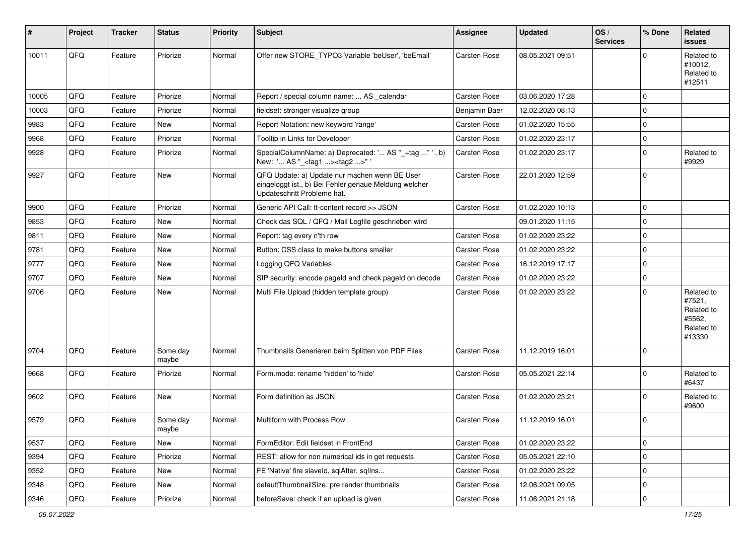| # | Project | Tracker | Status | Priority | Subject | Assignee | Updated | OS / Services | % Done | Related issues |
|---|---|---|---|---|---|---|---|---|---|---|
| 10011 | QFQ | Feature | Priorize | Normal | Offer new STORE_TYPO3 Variable 'beUser', 'beEmail' | Carsten Rose | 08.05.2021 09:51 | | 0 | Related to #10012, Related to #12511 |
| 10005 | QFQ | Feature | Priorize | Normal | Report / special column name: ... AS _calendar | Carsten Rose | 03.06.2020 17:28 | | 0 | |
| 10003 | QFQ | Feature | Priorize | Normal | fieldset: stronger visualize group | Benjamin Baer | 12.02.2020 08:13 | | 0 | |
| 9983 | QFQ | Feature | New | Normal | Report Notation: new keyword 'range' | Carsten Rose | 01.02.2020 15:55 | | 0 | |
| 9968 | QFQ | Feature | Priorize | Normal | Tooltip in Links for Developer | Carsten Rose | 01.02.2020 23:17 | | 0 | |
| 9928 | QFQ | Feature | Priorize | Normal | SpecialColumnName: a) Deprecated: '... AS "_+tag ..." ', b) New: '... AS "_<tag1 ...><tag2 ...>" ' | Carsten Rose | 01.02.2020 23:17 | | 0 | Related to #9929 |
| 9927 | QFQ | Feature | New | Normal | QFQ Update: a) Update nur machen wenn BE User eingeloggt ist., b) Bei Fehler genaue Meldung welcher Updateschritt Probleme hat. | Carsten Rose | 22.01.2020 12:59 | | 0 | |
| 9900 | QFQ | Feature | Priorize | Normal | Generic API Call: tt-content record >> JSON | Carsten Rose | 01.02.2020 10:13 | | 0 | |
| 9853 | QFQ | Feature | New | Normal | Check das SQL / QFQ / Mail Logfile geschrieben wird | | 09.01.2020 11:15 | | 0 | |
| 9811 | QFQ | Feature | New | Normal | Report: tag every n'th row | Carsten Rose | 01.02.2020 23:22 | | 0 | |
| 9781 | QFQ | Feature | New | Normal | Button: CSS class to make buttons smaller | Carsten Rose | 01.02.2020 23:22 | | 0 | |
| 9777 | QFQ | Feature | New | Normal | Logging QFQ Variables | Carsten Rose | 16.12.2019 17:17 | | 0 | |
| 9707 | QFQ | Feature | New | Normal | SIP security: encode pageId and check pageId on decode | Carsten Rose | 01.02.2020 23:22 | | 0 | |
| 9706 | QFQ | Feature | New | Normal | Multi File Upload (hidden template group) | Carsten Rose | 01.02.2020 23:22 | | 0 | Related to #7521, Related to #5562, Related to #13330 |
| 9704 | QFQ | Feature | Some day maybe | Normal | Thumbnails Generieren beim Splitten von PDF Files | Carsten Rose | 11.12.2019 16:01 | | 0 | |
| 9668 | QFQ | Feature | Priorize | Normal | Form.mode: rename 'hidden' to 'hide' | Carsten Rose | 05.05.2021 22:14 | | 0 | Related to #6437 |
| 9602 | QFQ | Feature | New | Normal | Form definition as JSON | Carsten Rose | 01.02.2020 23:21 | | 0 | Related to #9600 |
| 9579 | QFQ | Feature | Some day maybe | Normal | Multiform with Process Row | Carsten Rose | 11.12.2019 16:01 | | 0 | |
| 9537 | QFQ | Feature | New | Normal | FormEditor: Edit fieldset in FrontEnd | Carsten Rose | 01.02.2020 23:22 | | 0 | |
| 9394 | QFQ | Feature | Priorize | Normal | REST: allow for non numerical ids in get requests | Carsten Rose | 05.05.2021 22:10 | | 0 | |
| 9352 | QFQ | Feature | New | Normal | FE 'Native' fire slaveId, sqlAfter, sqlIns... | Carsten Rose | 01.02.2020 23:22 | | 0 | |
| 9348 | QFQ | Feature | New | Normal | defaultThumbnailSize: pre render thumbnails | Carsten Rose | 12.06.2021 09:05 | | 0 | |
| 9346 | QFQ | Feature | Priorize | Normal | beforeSave: check if an upload is given | Carsten Rose | 11.06.2021 21:18 | | 0 | |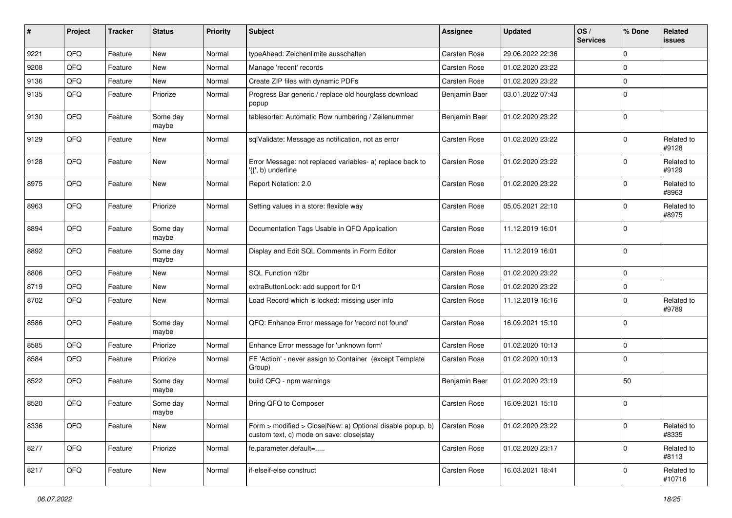| # | Project | Tracker | Status | Priority | Subject | Assignee | Updated | OS / Services | % Done | Related issues |
|---|---|---|---|---|---|---|---|---|---|---|
| 9221 | QFQ | Feature | New | Normal | typeAhead: Zeichenlimite ausschalten | Carsten Rose | 29.06.2022 22:36 | | 0 | |
| 9208 | QFQ | Feature | New | Normal | Manage 'recent' records | Carsten Rose | 01.02.2020 23:22 | | 0 | |
| 9136 | QFQ | Feature | New | Normal | Create ZIP files with dynamic PDFs | Carsten Rose | 01.02.2020 23:22 | | 0 | |
| 9135 | QFQ | Feature | Priorize | Normal | Progress Bar generic / replace old hourglass download popup | Benjamin Baer | 03.01.2022 07:43 | | 0 | |
| 9130 | QFQ | Feature | Some day maybe | Normal | tablesorter: Automatic Row numbering / Zeilenummer | Benjamin Baer | 01.02.2020 23:22 | | 0 | |
| 9129 | QFQ | Feature | New | Normal | sqlValidate: Message as notification, not as error | Carsten Rose | 01.02.2020 23:22 | | 0 | Related to #9128 |
| 9128 | QFQ | Feature | New | Normal | Error Message: not replaced variables- a) replace back to '{{', b) underline | Carsten Rose | 01.02.2020 23:22 | | 0 | Related to #9129 |
| 8975 | QFQ | Feature | New | Normal | Report Notation: 2.0 | Carsten Rose | 01.02.2020 23:22 | | 0 | Related to #8963 |
| 8963 | QFQ | Feature | Priorize | Normal | Setting values in a store: flexible way | Carsten Rose | 05.05.2021 22:10 | | 0 | Related to #8975 |
| 8894 | QFQ | Feature | Some day maybe | Normal | Documentation Tags Usable in QFQ Application | Carsten Rose | 11.12.2019 16:01 | | 0 | |
| 8892 | QFQ | Feature | Some day maybe | Normal | Display and Edit SQL Comments in Form Editor | Carsten Rose | 11.12.2019 16:01 | | 0 | |
| 8806 | QFQ | Feature | New | Normal | SQL Function nl2br | Carsten Rose | 01.02.2020 23:22 | | 0 | |
| 8719 | QFQ | Feature | New | Normal | extraButtonLock: add support for 0/1 | Carsten Rose | 01.02.2020 23:22 | | 0 | |
| 8702 | QFQ | Feature | New | Normal | Load Record which is locked: missing user info | Carsten Rose | 11.12.2019 16:16 | | 0 | Related to #9789 |
| 8586 | QFQ | Feature | Some day maybe | Normal | QFQ: Enhance Error message for 'record not found' | Carsten Rose | 16.09.2021 15:10 | | 0 | |
| 8585 | QFQ | Feature | Priorize | Normal | Enhance Error message for 'unknown form' | Carsten Rose | 01.02.2020 10:13 | | 0 | |
| 8584 | QFQ | Feature | Priorize | Normal | FE 'Action' - never assign to Container (except Template Group) | Carsten Rose | 01.02.2020 10:13 | | 0 | |
| 8522 | QFQ | Feature | Some day maybe | Normal | build QFQ - npm warnings | Benjamin Baer | 01.02.2020 23:19 | | 50 | |
| 8520 | QFQ | Feature | Some day maybe | Normal | Bring QFQ to Composer | Carsten Rose | 16.09.2021 15:10 | | 0 | |
| 8336 | QFQ | Feature | New | Normal | Form > modified > Close\|New: a) Optional disable popup, b) custom text, c) mode on save: close\|stay | Carsten Rose | 01.02.2020 23:22 | | 0 | Related to #8335 |
| 8277 | QFQ | Feature | Priorize | Normal | fe.parameter.default=..... | Carsten Rose | 01.02.2020 23:17 | | 0 | Related to #8113 |
| 8217 | QFQ | Feature | New | Normal | if-elseif-else construct | Carsten Rose | 16.03.2021 18:41 | | 0 | Related to #10716 |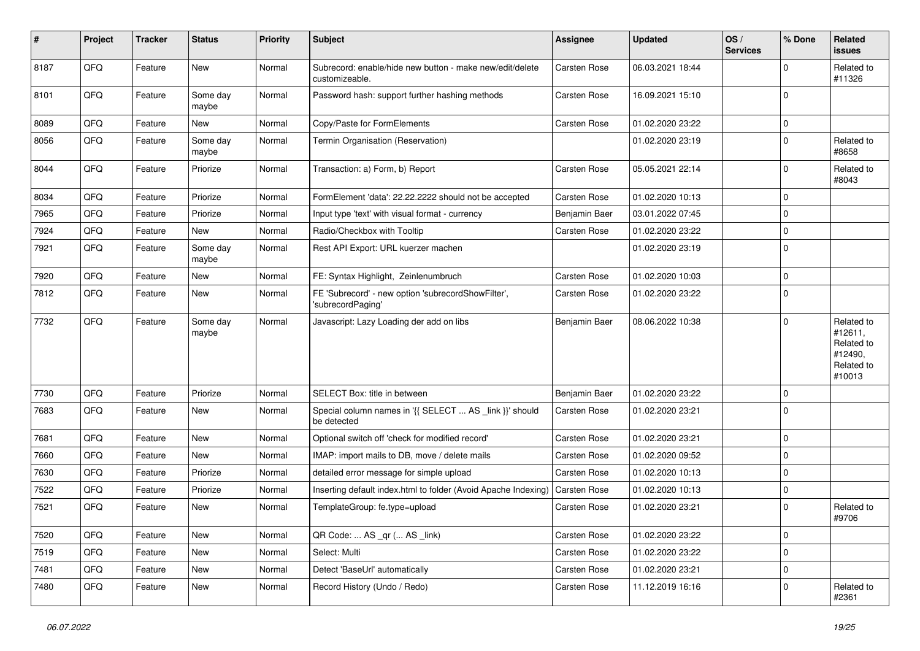| # | Project | Tracker | Status | Priority | Subject | Assignee | Updated | OS / Services | % Done | Related issues |
|---|---|---|---|---|---|---|---|---|---|---|
| 8187 | QFQ | Feature | New | Normal | Subrecord: enable/hide new button - make new/edit/delete customizeable. | Carsten Rose | 06.03.2021 18:44 | | 0 | Related to #11326 |
| 8101 | QFQ | Feature | Some day maybe | Normal | Password hash: support further hashing methods | Carsten Rose | 16.09.2021 15:10 | | 0 | |
| 8089 | QFQ | Feature | New | Normal | Copy/Paste for FormElements | Carsten Rose | 01.02.2020 23:22 | | 0 | |
| 8056 | QFQ | Feature | Some day maybe | Normal | Termin Organisation (Reservation) | | 01.02.2020 23:19 | | 0 | Related to #8658 |
| 8044 | QFQ | Feature | Priorize | Normal | Transaction: a) Form, b) Report | Carsten Rose | 05.05.2021 22:14 | | 0 | Related to #8043 |
| 8034 | QFQ | Feature | Priorize | Normal | FormElement 'data': 22.22.2222 should not be accepted | Carsten Rose | 01.02.2020 10:13 | | 0 | |
| 7965 | QFQ | Feature | Priorize | Normal | Input type 'text' with visual format - currency | Benjamin Baer | 03.01.2022 07:45 | | 0 | |
| 7924 | QFQ | Feature | New | Normal | Radio/Checkbox with Tooltip | Carsten Rose | 01.02.2020 23:22 | | 0 | |
| 7921 | QFQ | Feature | Some day maybe | Normal | Rest API Export: URL kuerzer machen | | 01.02.2020 23:19 | | 0 | |
| 7920 | QFQ | Feature | New | Normal | FE: Syntax Highlight, Zeinlenumbruch | Carsten Rose | 01.02.2020 10:03 | | 0 | |
| 7812 | QFQ | Feature | New | Normal | FE 'Subrecord' - new option 'subrecordShowFilter', 'subrecordPaging' | Carsten Rose | 01.02.2020 23:22 | | 0 | |
| 7732 | QFQ | Feature | Some day maybe | Normal | Javascript: Lazy Loading der add on libs | Benjamin Baer | 08.06.2022 10:38 | | 0 | Related to #12611, Related to #12490, Related to #10013 |
| 7730 | QFQ | Feature | Priorize | Normal | SELECT Box: title in between | Benjamin Baer | 01.02.2020 23:22 | | 0 | |
| 7683 | QFQ | Feature | New | Normal | Special column names in '{{ SELECT ... AS _link }}' should be detected | Carsten Rose | 01.02.2020 23:21 | | 0 | |
| 7681 | QFQ | Feature | New | Normal | Optional switch off 'check for modified record' | Carsten Rose | 01.02.2020 23:21 | | 0 | |
| 7660 | QFQ | Feature | New | Normal | IMAP: import mails to DB, move / delete mails | Carsten Rose | 01.02.2020 09:52 | | 0 | |
| 7630 | QFQ | Feature | Priorize | Normal | detailed error message for simple upload | Carsten Rose | 01.02.2020 10:13 | | 0 | |
| 7522 | QFQ | Feature | Priorize | Normal | Inserting default index.html to folder (Avoid Apache Indexing) | Carsten Rose | 01.02.2020 10:13 | | 0 | |
| 7521 | QFQ | Feature | New | Normal | TemplateGroup: fe.type=upload | Carsten Rose | 01.02.2020 23:21 | | 0 | Related to #9706 |
| 7520 | QFQ | Feature | New | Normal | QR Code: ... AS _qr ( ... AS _link) | Carsten Rose | 01.02.2020 23:22 | | 0 | |
| 7519 | QFQ | Feature | New | Normal | Select: Multi | Carsten Rose | 01.02.2020 23:22 | | 0 | |
| 7481 | QFQ | Feature | New | Normal | Detect 'BaseUrl' automatically | Carsten Rose | 01.02.2020 23:21 | | 0 | |
| 7480 | QFQ | Feature | New | Normal | Record History (Undo / Redo) | Carsten Rose | 11.12.2019 16:16 | | 0 | Related to #2361 |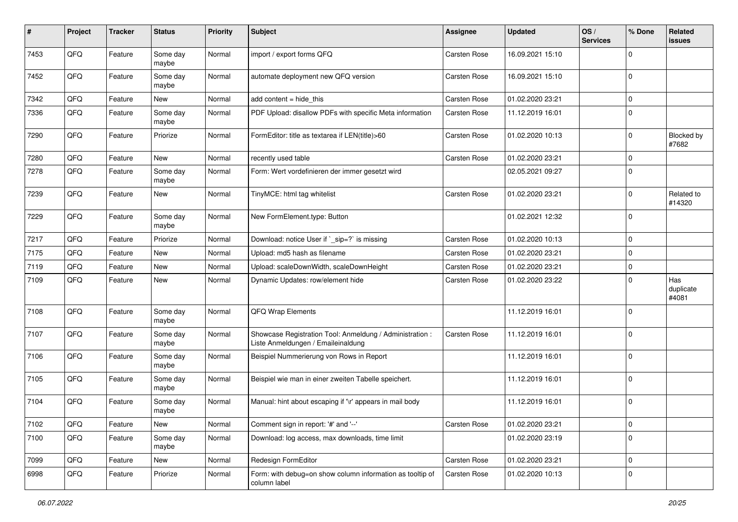| # | Project | Tracker | Status | Priority | Subject | Assignee | Updated | OS / Services | % Done | Related issues |
|---|---|---|---|---|---|---|---|---|---|---|
| 7453 | QFQ | Feature | Some day maybe | Normal | import / export forms QFQ | Carsten Rose | 16.09.2021 15:10 | | 0 | |
| 7452 | QFQ | Feature | Some day maybe | Normal | automate deployment new QFQ version | Carsten Rose | 16.09.2021 15:10 | | 0 | |
| 7342 | QFQ | Feature | New | Normal | add content = hide_this | Carsten Rose | 01.02.2020 23:21 | | 0 | |
| 7336 | QFQ | Feature | Some day maybe | Normal | PDF Upload: disallow PDFs with specific Meta information | Carsten Rose | 11.12.2019 16:01 | | 0 | |
| 7290 | QFQ | Feature | Priorize | Normal | FormEditor: title as textarea if LEN(title)>60 | Carsten Rose | 01.02.2020 10:13 | | 0 | Blocked by #7682 |
| 7280 | QFQ | Feature | New | Normal | recently used table | Carsten Rose | 01.02.2020 23:21 | | 0 | |
| 7278 | QFQ | Feature | Some day maybe | Normal | Form: Wert vordefinieren der immer gesetzt wird | | 02.05.2021 09:27 | | 0 | |
| 7239 | QFQ | Feature | New | Normal | TinyMCE: html tag whitelist | Carsten Rose | 01.02.2020 23:21 | | 0 | Related to #14320 |
| 7229 | QFQ | Feature | Some day maybe | Normal | New FormElement.type: Button | | 01.02.2021 12:32 | | 0 | |
| 7217 | QFQ | Feature | Priorize | Normal | Download: notice User if `_sip=?` is missing | Carsten Rose | 01.02.2020 10:13 | | 0 | |
| 7175 | QFQ | Feature | New | Normal | Upload: md5 hash as filename | Carsten Rose | 01.02.2020 23:21 | | 0 | |
| 7119 | QFQ | Feature | New | Normal | Upload: scaleDownWidth, scaleDownHeight | Carsten Rose | 01.02.2020 23:21 | | 0 | |
| 7109 | QFQ | Feature | New | Normal | Dynamic Updates: row/element hide | Carsten Rose | 01.02.2020 23:22 | | 0 | Has duplicate #4081 |
| 7108 | QFQ | Feature | Some day maybe | Normal | QFQ Wrap Elements | | 11.12.2019 16:01 | | 0 | |
| 7107 | QFQ | Feature | Some day maybe | Normal | Showcase Registration Tool: Anmeldung / Administration : Liste Anmeldungen / Emaileinaldung | Carsten Rose | 11.12.2019 16:01 | | 0 | |
| 7106 | QFQ | Feature | Some day maybe | Normal | Beispiel Nummerierung von Rows in Report | | 11.12.2019 16:01 | | 0 | |
| 7105 | QFQ | Feature | Some day maybe | Normal | Beispiel wie man in einer zweiten Tabelle speichert. | | 11.12.2019 16:01 | | 0 | |
| 7104 | QFQ | Feature | Some day maybe | Normal | Manual: hint about escaping if '\r' appears in mail body | | 11.12.2019 16:01 | | 0 | |
| 7102 | QFQ | Feature | New | Normal | Comment sign in report: '#' and '--' | Carsten Rose | 01.02.2020 23:21 | | 0 | |
| 7100 | QFQ | Feature | Some day maybe | Normal | Download: log access, max downloads, time limit | | 01.02.2020 23:19 | | 0 | |
| 7099 | QFQ | Feature | New | Normal | Redesign FormEditor | Carsten Rose | 01.02.2020 23:21 | | 0 | |
| 6998 | QFQ | Feature | Priorize | Normal | Form: with debug=on show column information as tooltip of column label | Carsten Rose | 01.02.2020 10:13 | | 0 | |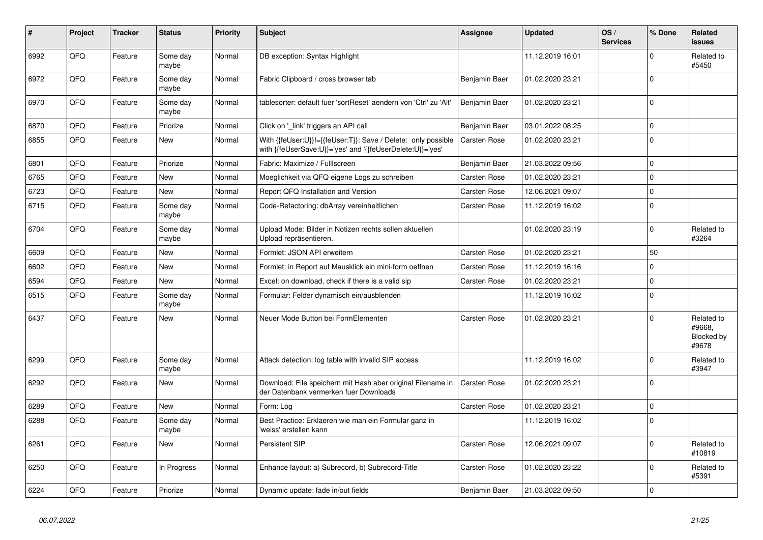| # | Project | Tracker | Status | Priority | Subject | Assignee | Updated | OS / Services | % Done | Related issues |
|---|---|---|---|---|---|---|---|---|---|---|
| 6992 | QFQ | Feature | Some day maybe | Normal | DB exception: Syntax Highlight | | 11.12.2019 16:01 | | 0 | Related to #5450 |
| 6972 | QFQ | Feature | Some day maybe | Normal | Fabric Clipboard / cross browser tab | Benjamin Baer | 01.02.2020 23:21 | | 0 | |
| 6970 | QFQ | Feature | Some day maybe | Normal | tablesorter: default fuer 'sortReset' aendern von 'Ctrl' zu 'Alt' | Benjamin Baer | 01.02.2020 23:21 | | 0 | |
| 6870 | QFQ | Feature | Priorize | Normal | Click on '_link' triggers an API call | Benjamin Baer | 03.01.2022 08:25 | | 0 | |
| 6855 | QFQ | Feature | New | Normal | With {{feUser:U}}!={{feUser:T}}: Save / Delete: only possible with {{feUserSave:U}}='yes' and '{{feUserDelete:U}}='yes' | Carsten Rose | 01.02.2020 23:21 | | 0 | |
| 6801 | QFQ | Feature | Priorize | Normal | Fabric: Maximize / Fulllscreen | Benjamin Baer | 21.03.2022 09:56 | | 0 | |
| 6765 | QFQ | Feature | New | Normal | Moeglichkeit via QFQ eigene Logs zu schreiben | Carsten Rose | 01.02.2020 23:21 | | 0 | |
| 6723 | QFQ | Feature | New | Normal | Report QFQ Installation and Version | Carsten Rose | 12.06.2021 09:07 | | 0 | |
| 6715 | QFQ | Feature | Some day maybe | Normal | Code-Refactoring: dbArray vereinheitlichen | Carsten Rose | 11.12.2019 16:02 | | 0 | |
| 6704 | QFQ | Feature | Some day maybe | Normal | Upload Mode: Bilder in Notizen rechts sollen aktuellen Upload repräsentieren. | | 01.02.2020 23:19 | | 0 | Related to #3264 |
| 6609 | QFQ | Feature | New | Normal | Formlet: JSON API erweitern | Carsten Rose | 01.02.2020 23:21 | | 50 | |
| 6602 | QFQ | Feature | New | Normal | Formlet: in Report auf Mausklick ein mini-form oeffnen | Carsten Rose | 11.12.2019 16:16 | | 0 | |
| 6594 | QFQ | Feature | New | Normal | Excel: on download, check if there is a valid sip | Carsten Rose | 01.02.2020 23:21 | | 0 | |
| 6515 | QFQ | Feature | Some day maybe | Normal | Formular: Felder dynamisch ein/ausblenden | | 11.12.2019 16:02 | | 0 | |
| 6437 | QFQ | Feature | New | Normal | Neuer Mode Button bei FormElementen | Carsten Rose | 01.02.2020 23:21 | | 0 | Related to #9668, Blocked by #9678 |
| 6299 | QFQ | Feature | Some day maybe | Normal | Attack detection: log table with invalid SIP access | | 11.12.2019 16:02 | | 0 | Related to #3947 |
| 6292 | QFQ | Feature | New | Normal | Download: File speichern mit Hash aber original Filename in der Datenbank vermerken fuer Downloads | Carsten Rose | 01.02.2020 23:21 | | 0 | |
| 6289 | QFQ | Feature | New | Normal | Form: Log | Carsten Rose | 01.02.2020 23:21 | | 0 | |
| 6288 | QFQ | Feature | Some day maybe | Normal | Best Practice: Erklaeren wie man ein Formular ganz in 'weiss' erstellen kann | | 11.12.2019 16:02 | | 0 | |
| 6261 | QFQ | Feature | New | Normal | Persistent SIP | Carsten Rose | 12.06.2021 09:07 | | 0 | Related to #10819 |
| 6250 | QFQ | Feature | In Progress | Normal | Enhance layout: a) Subrecord, b) Subrecord-Title | Carsten Rose | 01.02.2020 23:22 | | 0 | Related to #5391 |
| 6224 | QFQ | Feature | Priorize | Normal | Dynamic update: fade in/out fields | Benjamin Baer | 21.03.2022 09:50 | | 0 | |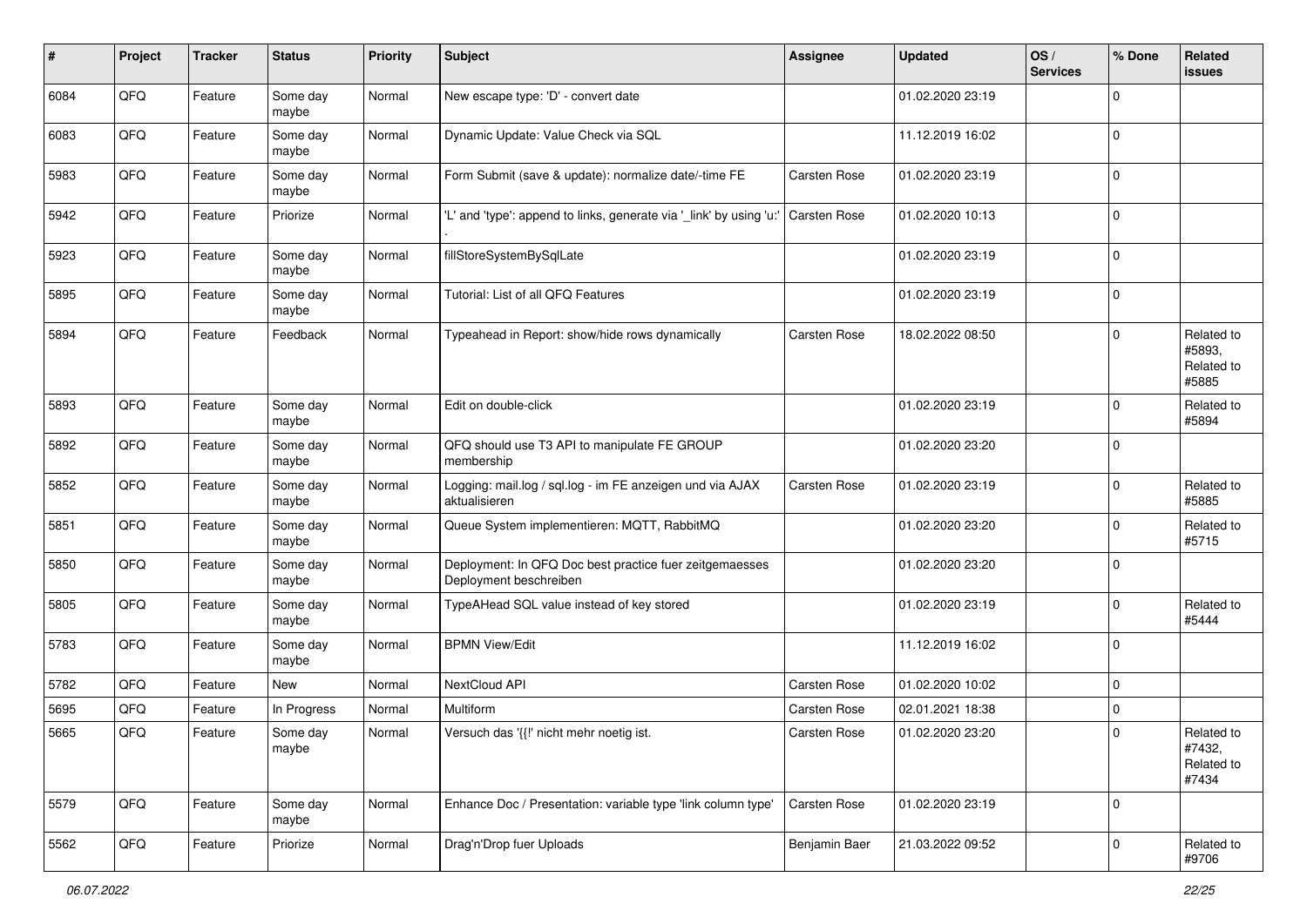| # | Project | Tracker | Status | Priority | Subject | Assignee | Updated | OS / Services | % Done | Related issues |
|---|---|---|---|---|---|---|---|---|---|---|
| 6084 | QFQ | Feature | Some day maybe | Normal | New escape type: 'D' - convert date | | 01.02.2020 23:19 | | 0 | |
| 6083 | QFQ | Feature | Some day maybe | Normal | Dynamic Update: Value Check via SQL | | 11.12.2019 16:02 | | 0 | |
| 5983 | QFQ | Feature | Some day maybe | Normal | Form Submit (save & update): normalize date/-time FE | Carsten Rose | 01.02.2020 23:19 | | 0 | |
| 5942 | QFQ | Feature | Priorize | Normal | 'L' and 'type': append to links, generate via '_link' by using 'u:' . | Carsten Rose | 01.02.2020 10:13 | | 0 | |
| 5923 | QFQ | Feature | Some day maybe | Normal | fillStoreSystemBySqlLate | | 01.02.2020 23:19 | | 0 | |
| 5895 | QFQ | Feature | Some day maybe | Normal | Tutorial: List of all QFQ Features | | 01.02.2020 23:19 | | 0 | |
| 5894 | QFQ | Feature | Feedback | Normal | Typeahead in Report: show/hide rows dynamically | Carsten Rose | 18.02.2022 08:50 | | 0 | Related to #5893, Related to #5885 |
| 5893 | QFQ | Feature | Some day maybe | Normal | Edit on double-click | | 01.02.2020 23:19 | | 0 | Related to #5894 |
| 5892 | QFQ | Feature | Some day maybe | Normal | QFQ should use T3 API to manipulate FE GROUP membership | | 01.02.2020 23:20 | | 0 | |
| 5852 | QFQ | Feature | Some day maybe | Normal | Logging: mail.log / sql.log - im FE anzeigen und via AJAX aktualisieren | Carsten Rose | 01.02.2020 23:19 | | 0 | Related to #5885 |
| 5851 | QFQ | Feature | Some day maybe | Normal | Queue System implementieren: MQTT, RabbitMQ | | 01.02.2020 23:20 | | 0 | Related to #5715 |
| 5850 | QFQ | Feature | Some day maybe | Normal | Deployment: In QFQ Doc best practice fuer zeitgemaesses Deployment beschreiben | | 01.02.2020 23:20 | | 0 | |
| 5805 | QFQ | Feature | Some day maybe | Normal | TypeAHead SQL value instead of key stored | | 01.02.2020 23:19 | | 0 | Related to #5444 |
| 5783 | QFQ | Feature | Some day maybe | Normal | BPMN View/Edit | | 11.12.2019 16:02 | | 0 | |
| 5782 | QFQ | Feature | New | Normal | NextCloud API | Carsten Rose | 01.02.2020 10:02 | | 0 | |
| 5695 | QFQ | Feature | In Progress | Normal | Multiform | Carsten Rose | 02.01.2021 18:38 | | 0 | |
| 5665 | QFQ | Feature | Some day maybe | Normal | Versuch das '{{!' nicht mehr noetig ist. | Carsten Rose | 01.02.2020 23:20 | | 0 | Related to #7432, Related to #7434 |
| 5579 | QFQ | Feature | Some day maybe | Normal | Enhance Doc / Presentation: variable type 'link column type' | Carsten Rose | 01.02.2020 23:19 | | 0 | |
| 5562 | QFQ | Feature | Priorize | Normal | Drag'n'Drop fuer Uploads | Benjamin Baer | 21.03.2022 09:52 | | 0 | Related to #9706 |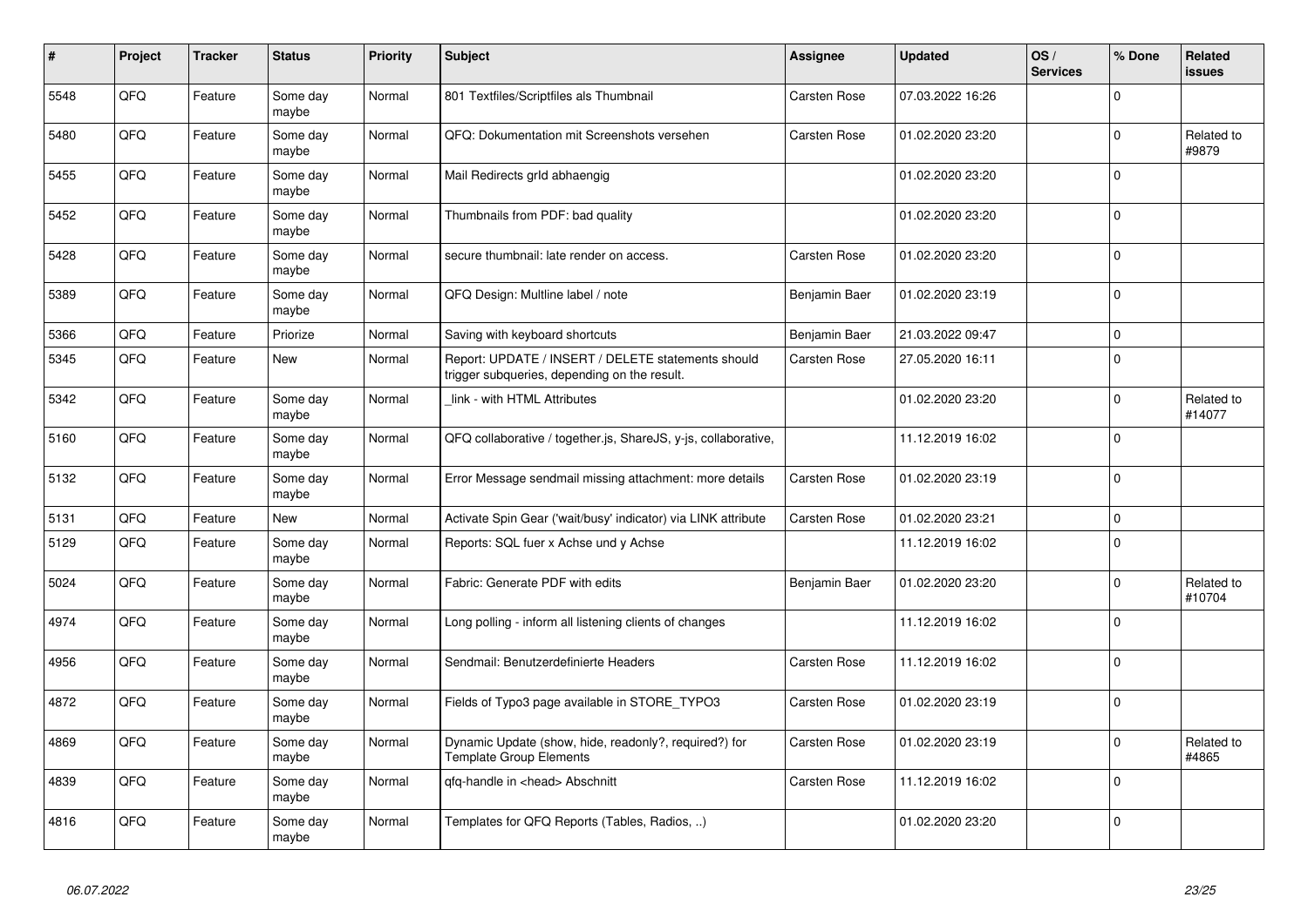| # | Project | Tracker | Status | Priority | Subject | Assignee | Updated | OS / Services | % Done | Related issues |
|---|---|---|---|---|---|---|---|---|---|---|
| 5548 | QFQ | Feature | Some day maybe | Normal | 801 Textfiles/Scriptfiles als Thumbnail | Carsten Rose | 07.03.2022 16:26 | | 0 | |
| 5480 | QFQ | Feature | Some day maybe | Normal | QFQ: Dokumentation mit Screenshots versehen | Carsten Rose | 01.02.2020 23:20 | | 0 | Related to #9879 |
| 5455 | QFQ | Feature | Some day maybe | Normal | Mail Redirects grId abhaengig | | 01.02.2020 23:20 | | 0 | |
| 5452 | QFQ | Feature | Some day maybe | Normal | Thumbnails from PDF: bad quality | | 01.02.2020 23:20 | | 0 | |
| 5428 | QFQ | Feature | Some day maybe | Normal | secure thumbnail: late render on access. | Carsten Rose | 01.02.2020 23:20 | | 0 | |
| 5389 | QFQ | Feature | Some day maybe | Normal | QFQ Design: Multline label / note | Benjamin Baer | 01.02.2020 23:19 | | 0 | |
| 5366 | QFQ | Feature | Priorize | Normal | Saving with keyboard shortcuts | Benjamin Baer | 21.03.2022 09:47 | | 0 | |
| 5345 | QFQ | Feature | New | Normal | Report: UPDATE / INSERT / DELETE statements should trigger subqueries, depending on the result. | Carsten Rose | 27.05.2020 16:11 | | 0 | |
| 5342 | QFQ | Feature | Some day maybe | Normal | _link - with HTML Attributes | | 01.02.2020 23:20 | | 0 | Related to #14077 |
| 5160 | QFQ | Feature | Some day maybe | Normal | QFQ collaborative / together.js, ShareJS, y-js, collaborative, | | 11.12.2019 16:02 | | 0 | |
| 5132 | QFQ | Feature | Some day maybe | Normal | Error Message sendmail missing attachment: more details | Carsten Rose | 01.02.2020 23:19 | | 0 | |
| 5131 | QFQ | Feature | New | Normal | Activate Spin Gear ('wait/busy' indicator) via LINK attribute | Carsten Rose | 01.02.2020 23:21 | | 0 | |
| 5129 | QFQ | Feature | Some day maybe | Normal | Reports: SQL fuer x Achse und y Achse | | 11.12.2019 16:02 | | 0 | |
| 5024 | QFQ | Feature | Some day maybe | Normal | Fabric: Generate PDF with edits | Benjamin Baer | 01.02.2020 23:20 | | 0 | Related to #10704 |
| 4974 | QFQ | Feature | Some day maybe | Normal | Long polling - inform all listening clients of changes | | 11.12.2019 16:02 | | 0 | |
| 4956 | QFQ | Feature | Some day maybe | Normal | Sendmail: Benutzerdefinierte Headers | Carsten Rose | 11.12.2019 16:02 | | 0 | |
| 4872 | QFQ | Feature | Some day maybe | Normal | Fields of Typo3 page available in STORE_TYPO3 | Carsten Rose | 01.02.2020 23:19 | | 0 | |
| 4869 | QFQ | Feature | Some day maybe | Normal | Dynamic Update (show, hide, readonly?, required?) for Template Group Elements | Carsten Rose | 01.02.2020 23:19 | | 0 | Related to #4865 |
| 4839 | QFQ | Feature | Some day maybe | Normal | qfq-handle in <head> Abschnitt | Carsten Rose | 11.12.2019 16:02 | | 0 | |
| 4816 | QFQ | Feature | Some day maybe | Normal | Templates for QFQ Reports (Tables, Radios, ..) | | 01.02.2020 23:20 | | 0 | |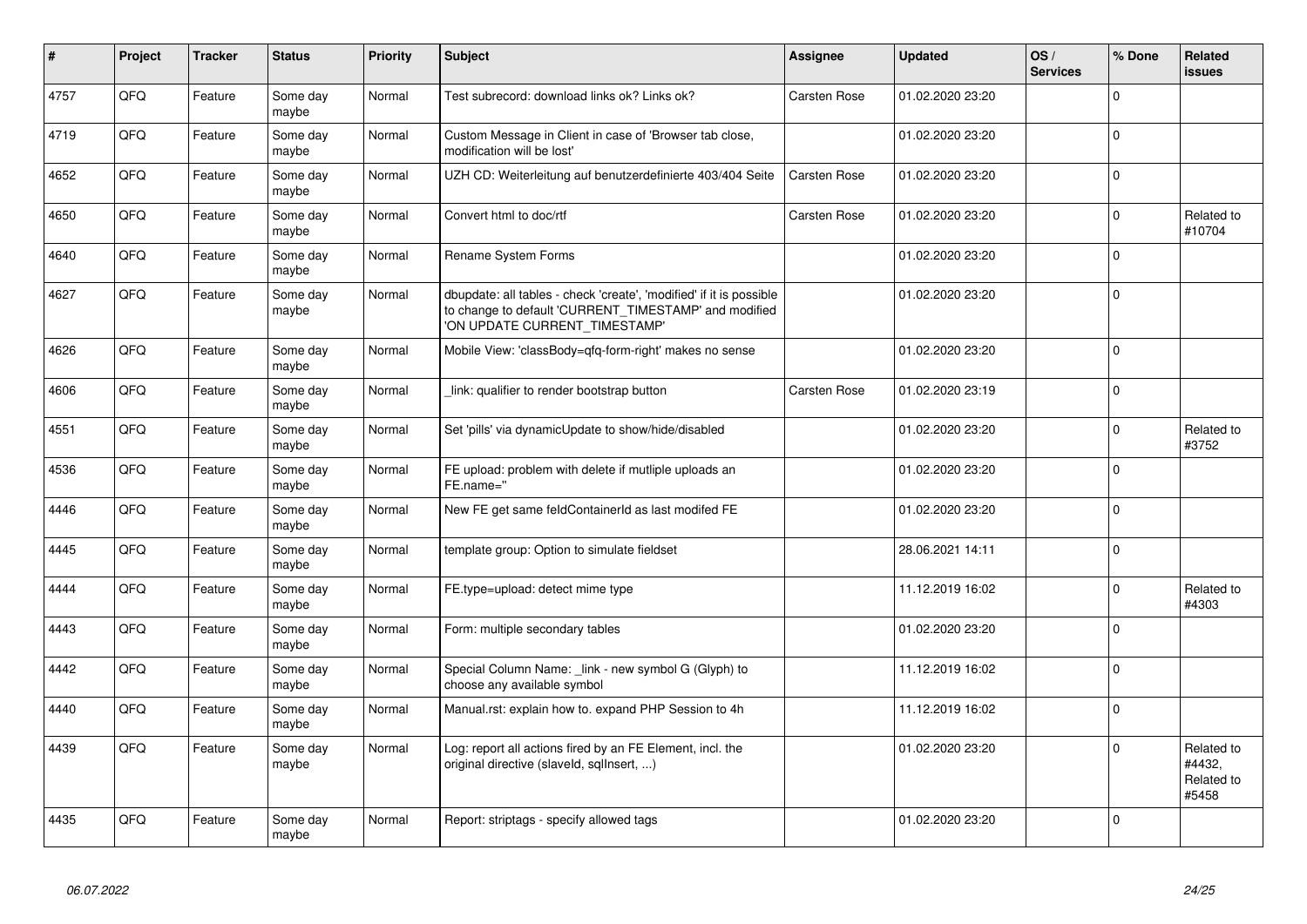| # | Project | Tracker | Status | Priority | Subject | Assignee | Updated | OS / Services | % Done | Related issues |
|---|---|---|---|---|---|---|---|---|---|---|
| 4757 | QFQ | Feature | Some day maybe | Normal | Test subrecord: download links ok? Links ok? | Carsten Rose | 01.02.2020 23:20 | | 0 | |
| 4719 | QFQ | Feature | Some day maybe | Normal | Custom Message in Client in case of 'Browser tab close, modification will be lost' | | 01.02.2020 23:20 | | 0 | |
| 4652 | QFQ | Feature | Some day maybe | Normal | UZH CD: Weiterleitung auf benutzerdefinierte 403/404 Seite | Carsten Rose | 01.02.2020 23:20 | | 0 | |
| 4650 | QFQ | Feature | Some day maybe | Normal | Convert html to doc/rtf | Carsten Rose | 01.02.2020 23:20 | | 0 | Related to #10704 |
| 4640 | QFQ | Feature | Some day maybe | Normal | Rename System Forms | | 01.02.2020 23:20 | | 0 | |
| 4627 | QFQ | Feature | Some day maybe | Normal | dbupdate: all tables - check 'create', 'modified' if it is possible to change to default 'CURRENT_TIMESTAMP' and modified 'ON UPDATE CURRENT_TIMESTAMP' | | 01.02.2020 23:20 | | 0 | |
| 4626 | QFQ | Feature | Some day maybe | Normal | Mobile View: 'classBody=qfq-form-right' makes no sense | | 01.02.2020 23:20 | | 0 | |
| 4606 | QFQ | Feature | Some day maybe | Normal | _link: qualifier to render bootstrap button | Carsten Rose | 01.02.2020 23:19 | | 0 | |
| 4551 | QFQ | Feature | Some day maybe | Normal | Set 'pills' via dynamicUpdate to show/hide/disabled | | 01.02.2020 23:20 | | 0 | Related to #3752 |
| 4536 | QFQ | Feature | Some day maybe | Normal | FE upload: problem with delete if mutliple uploads an FE.name='' | | 01.02.2020 23:20 | | 0 | |
| 4446 | QFQ | Feature | Some day maybe | Normal | New FE get same feldContainerId as last modifed FE | | 01.02.2020 23:20 | | 0 | |
| 4445 | QFQ | Feature | Some day maybe | Normal | template group: Option to simulate fieldset | | 28.06.2021 14:11 | | 0 | |
| 4444 | QFQ | Feature | Some day maybe | Normal | FE.type=upload: detect mime type | | 11.12.2019 16:02 | | 0 | Related to #4303 |
| 4443 | QFQ | Feature | Some day maybe | Normal | Form: multiple secondary tables | | 01.02.2020 23:20 | | 0 | |
| 4442 | QFQ | Feature | Some day maybe | Normal | Special Column Name: _link - new symbol G (Glyph) to choose any available symbol | | 11.12.2019 16:02 | | 0 | |
| 4440 | QFQ | Feature | Some day maybe | Normal | Manual.rst: explain how to. expand PHP Session to 4h | | 11.12.2019 16:02 | | 0 | |
| 4439 | QFQ | Feature | Some day maybe | Normal | Log: report all actions fired by an FE Element, incl. the original directive (slaveId, sqlInsert, ...) | | 01.02.2020 23:20 | | 0 | Related to #4432, Related to #5458 |
| 4435 | QFQ | Feature | Some day maybe | Normal | Report: striptags - specify allowed tags | | 01.02.2020 23:20 | | 0 | |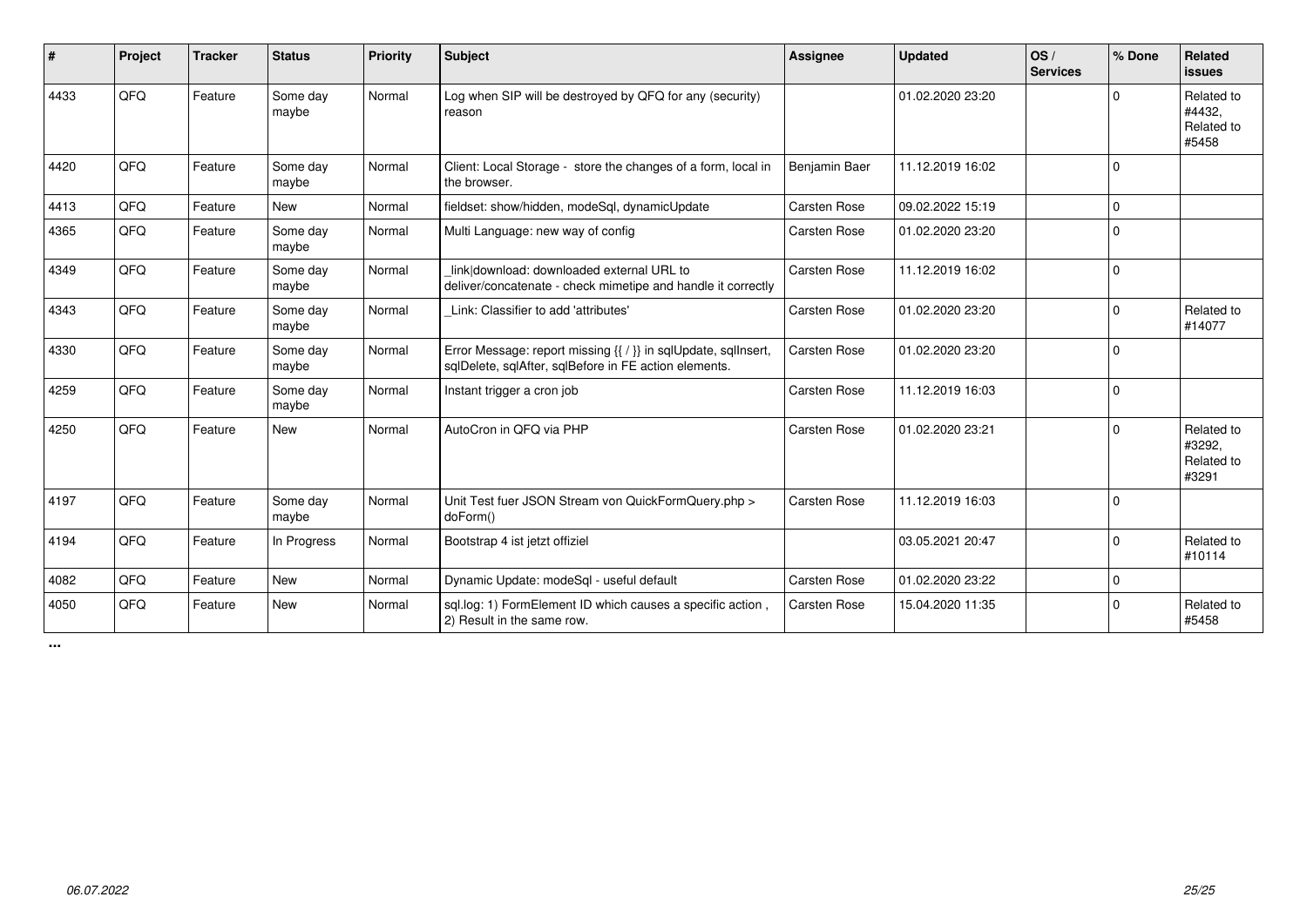| # | Project | Tracker | Status | Priority | Subject | Assignee | Updated | OS / Services | % Done | Related issues |
|---|---|---|---|---|---|---|---|---|---|---|
| 4433 | QFQ | Feature | Some day maybe | Normal | Log when SIP will be destroyed by QFQ for any (security) reason | | 01.02.2020 23:20 | | 0 | Related to #4432, Related to #5458 |
| 4420 | QFQ | Feature | Some day maybe | Normal | Client: Local Storage - store the changes of a form, local in the browser. | Benjamin Baer | 11.12.2019 16:02 | | 0 | |
| 4413 | QFQ | Feature | New | Normal | fieldset: show/hidden, modeSql, dynamicUpdate | Carsten Rose | 09.02.2022 15:19 | | 0 | |
| 4365 | QFQ | Feature | Some day maybe | Normal | Multi Language: new way of config | Carsten Rose | 01.02.2020 23:20 | | 0 | |
| 4349 | QFQ | Feature | Some day maybe | Normal | _link\|download: downloaded external URL to deliver/concatenate - check mimetipe and handle it correctly | Carsten Rose | 11.12.2019 16:02 | | 0 | |
| 4343 | QFQ | Feature | Some day maybe | Normal | _Link: Classifier to add 'attributes' | Carsten Rose | 01.02.2020 23:20 | | 0 | Related to #14077 |
| 4330 | QFQ | Feature | Some day maybe | Normal | Error Message: report missing {{ / }} in sqlUpdate, sqlInsert, sqlDelete, sqlAfter, sqlBefore in FE action elements. | Carsten Rose | 01.02.2020 23:20 | | 0 | |
| 4259 | QFQ | Feature | Some day maybe | Normal | Instant trigger a cron job | Carsten Rose | 11.12.2019 16:03 | | 0 | |
| 4250 | QFQ | Feature | New | Normal | AutoCron in QFQ via PHP | Carsten Rose | 01.02.2020 23:21 | | 0 | Related to #3292, Related to #3291 |
| 4197 | QFQ | Feature | Some day maybe | Normal | Unit Test fuer JSON Stream von QuickFormQuery.php > doForm() | Carsten Rose | 11.12.2019 16:03 | | 0 | |
| 4194 | QFQ | Feature | In Progress | Normal | Bootstrap 4 ist jetzt offiziel | | 03.05.2021 20:47 | | 0 | Related to #10114 |
| 4082 | QFQ | Feature | New | Normal | Dynamic Update: modeSql - useful default | Carsten Rose | 01.02.2020 23:22 | | 0 | |
| 4050 | QFQ | Feature | New | Normal | sql.log: 1) FormElement ID which causes a specific action , 2) Result in the same row. | Carsten Rose | 15.04.2020 11:35 | | 0 | Related to #5458 |

...